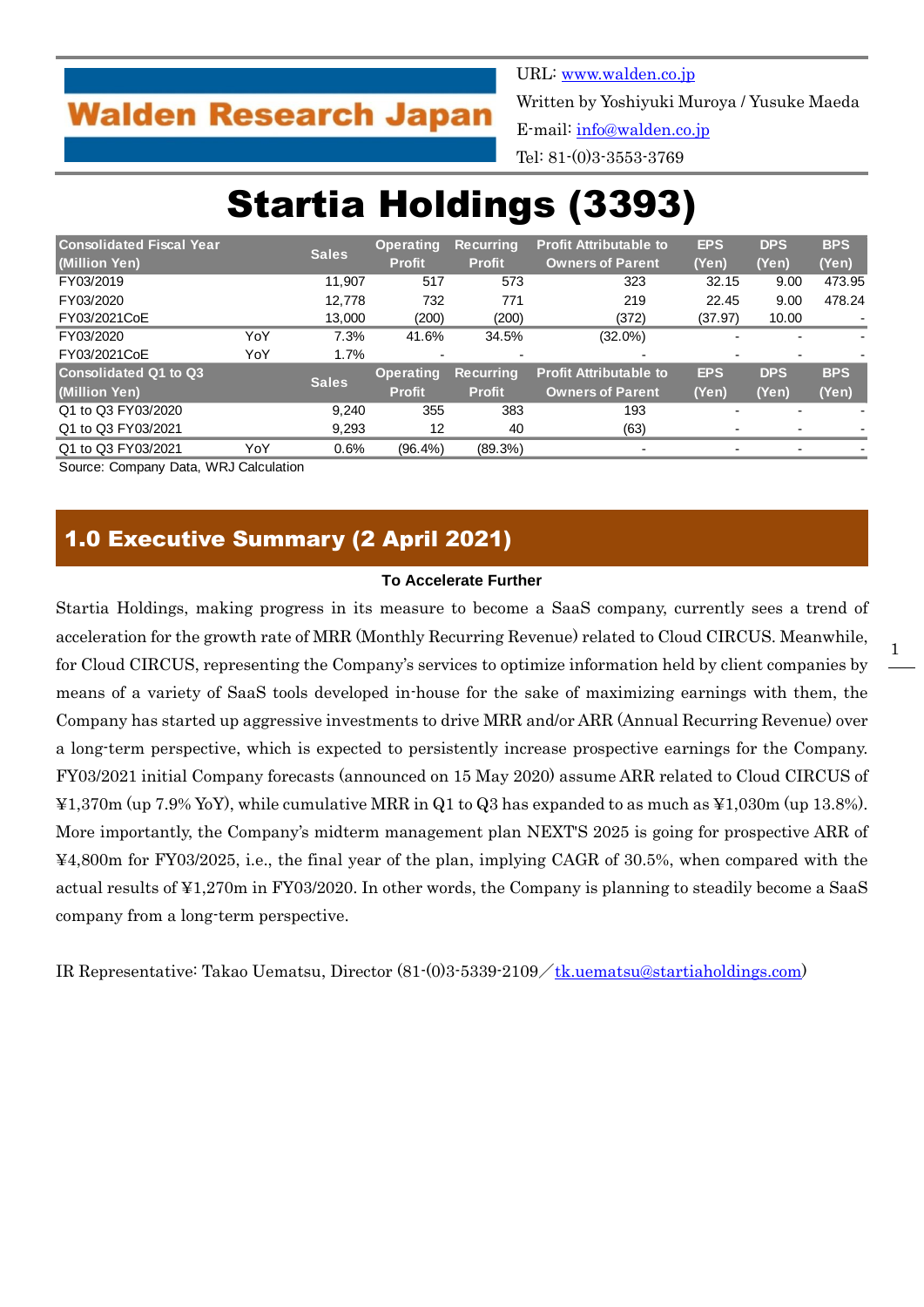Walden Research Japan

URL: www.walden.co.jp
Written by Yoshiyuki Muroya / Yusuke Maeda
E-mail: info@walden.co.jp
Tel: 81-(0)3-3553-3769

# Startia Holdings (3393)

| Consolidated Fiscal Year (Million Yen) | | Sales | Operating Profit | Recurring Profit | Profit Attributable to Owners of Parent | EPS (Yen) | DPS (Yen) | BPS (Yen) |
|---|---|---|---|---|---|---|---|---|
| FY03/2019 | | 11,907 | 517 | 573 | 323 | 32.15 | 9.00 | 473.95 |
| FY03/2020 | | 12,778 | 732 | 771 | 219 | 22.45 | 9.00 | 478.24 |
| FY03/2021CoE | | 13,000 | (200) | (200) | (372) | (37.97) | 10.00 | - |
| FY03/2020 | YoY | 7.3% | 41.6% | 34.5% | (32.0%) | - | - | - |
| FY03/2021CoE | YoY | 1.7% | - | - | - | - | - | - |
| **Consolidated Q1 to Q3 (Million Yen)** | | **Sales** | **Operating Profit** | **Recurring Profit** | **Profit Attributable to Owners of Parent** | **EPS (Yen)** | **DPS (Yen)** | **BPS (Yen)** |
| Q1 to Q3 FY03/2020 | | 9,240 | 355 | 383 | 193 | - | - | - |
| Q1 to Q3 FY03/2021 | | 9,293 | 12 | 40 | (63) | - | - | - |
| Q1 to Q3 FY03/2021 | YoY | 0.6% | (96.4%) | (89.3%) | - | - | - | - |

Source: Company Data, WRJ Calculation

## 1.0 Executive Summary (2 April 2021)

**To Accelerate Further**

Startia Holdings, making progress in its measure to become a SaaS company, currently sees a trend of acceleration for the growth rate of MRR (Monthly Recurring Revenue) related to Cloud CIRCUS. Meanwhile, for Cloud CIRCUS, representing the Company's services to optimize information held by client companies by means of a variety of SaaS tools developed in-house for the sake of maximizing earnings with them, the Company has started up aggressive investments to drive MRR and/or ARR (Annual Recurring Revenue) over a long-term perspective, which is expected to persistently increase prospective earnings for the Company. FY03/2021 initial Company forecasts (announced on 15 May 2020) assume ARR related to Cloud CIRCUS of ¥1,370m (up 7.9% YoY), while cumulative MRR in Q1 to Q3 has expanded to as much as ¥1,030m (up 13.8%). More importantly, the Company's midterm management plan NEXT'S 2025 is going for prospective ARR of ¥4,800m for FY03/2025, i.e., the final year of the plan, implying CAGR of 30.5%, when compared with the actual results of ¥1,270m in FY03/2020. In other words, the Company is planning to steadily become a SaaS company from a long-term perspective.

IR Representative: Takao Uematsu, Director (81-(0)3-5339-2109／tk.uematsu@startiaholdings.com)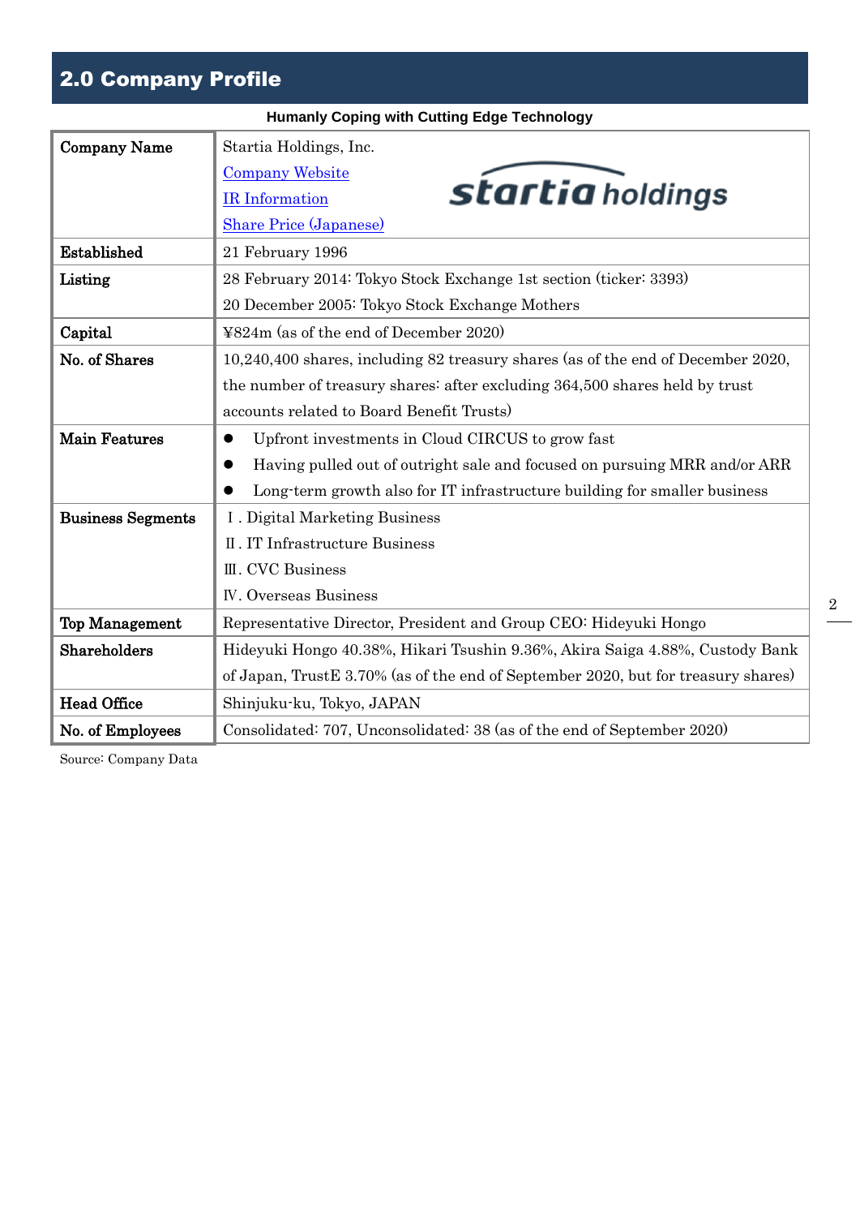## 2.0 Company Profile

**Humanly Coping with Cutting Edge Technology**

| Company Name | Startia Holdings, Inc.<br>Company Website<br>IR Information<br>Share Price (Japanese) |
|---|---|
| Established | 21 February 1996 |
| Listing | 28 February 2014: Tokyo Stock Exchange 1st section (ticker: 3393)<br>20 December 2005: Tokyo Stock Exchange Mothers |
| Capital | ¥824m (as of the end of December 2020) |
| No. of Shares | 10,240,400 shares, including 82 treasury shares (as of the end of December 2020, the number of treasury shares: after excluding 364,500 shares held by trust accounts related to Board Benefit Trusts) |
| Main Features | ● Upfront investments in Cloud CIRCUS to grow fast<br>● Having pulled out of outright sale and focused on pursuing MRR and/or ARR<br>● Long-term growth also for IT infrastructure building for smaller business |
| Business Segments | Ⅰ. Digital Marketing Business<br>Ⅱ. IT Infrastructure Business<br>Ⅲ. CVC Business<br>Ⅳ. Overseas Business |
| Top Management | Representative Director, President and Group CEO: Hideyuki Hongo |
| Shareholders | Hideyuki Hongo 40.38%, Hikari Tsushin 9.36%, Akira Saiga 4.88%, Custody Bank of Japan, TrustE 3.70% (as of the end of September 2020, but for treasury shares) |
| Head Office | Shinjuku-ku, Tokyo, JAPAN |
| No. of Employees | Consolidated: 707, Unconsolidated: 38 (as of the end of September 2020) |

Source: Company Data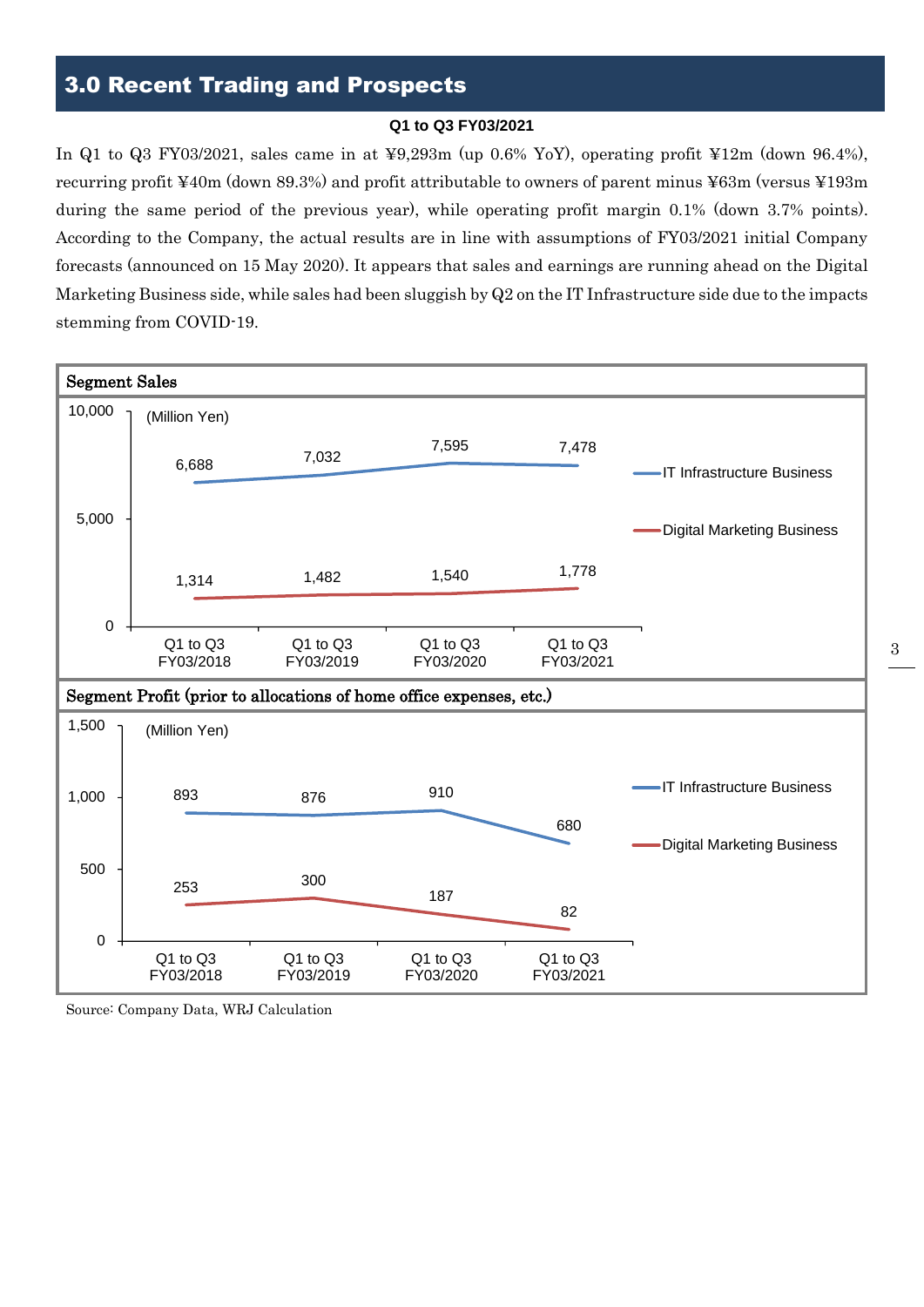## 3.0 Recent Trading and Prospects

**Q1 to Q3 FY03/2021**

In Q1 to Q3 FY03/2021, sales came in at ¥9,293m (up 0.6% YoY), operating profit ¥12m (down 96.4%), recurring profit ¥40m (down 89.3%) and profit attributable to owners of parent minus ¥63m (versus ¥193m during the same period of the previous year), while operating profit margin 0.1% (down 3.7% points). According to the Company, the actual results are in line with assumptions of FY03/2021 initial Company forecasts (announced on 15 May 2020). It appears that sales and earnings are running ahead on the Digital Marketing Business side, while sales had been sluggish by Q2 on the IT Infrastructure side due to the impacts stemming from COVID-19.

**Segment Sales**

(Million Yen)

| | Q1 to Q3 FY03/2018 | Q1 to Q3 FY03/2019 | Q1 to Q3 FY03/2020 | Q1 to Q3 FY03/2021 |
|---|---|---|---|---|
| IT Infrastructure Business | 6,688 | 7,032 | 7,595 | 7,478 |
| Digital Marketing Business | 1,314 | 1,482 | 1,540 | 1,778 |

**Segment Profit (prior to allocations of home office expenses, etc.)**

(Million Yen)

| | Q1 to Q3 FY03/2018 | Q1 to Q3 FY03/2019 | Q1 to Q3 FY03/2020 | Q1 to Q3 FY03/2021 |
|---|---|---|---|---|
| IT Infrastructure Business | 893 | 876 | 910 | 680 |
| Digital Marketing Business | 253 | 300 | 187 | 82 |

Source: Company Data, WRJ Calculation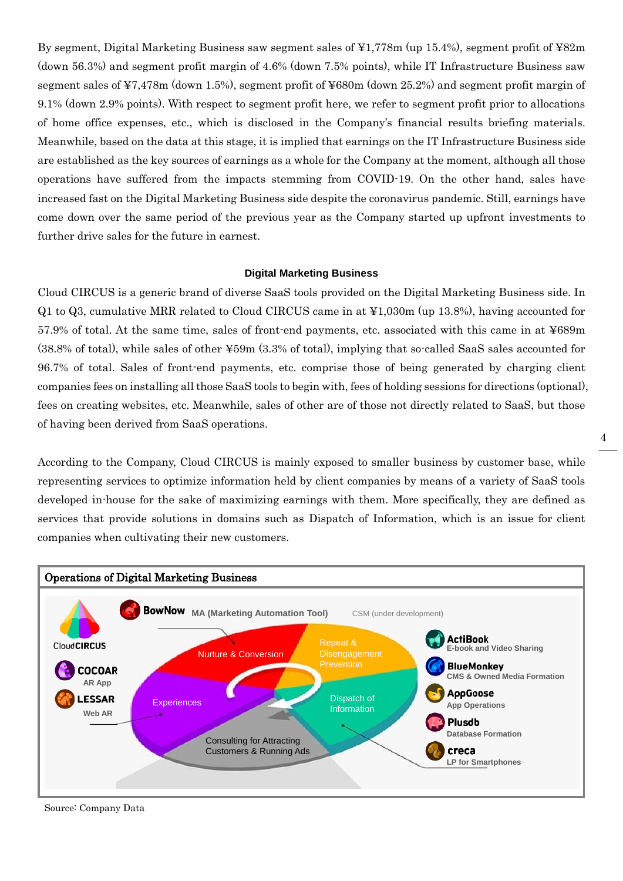By segment, Digital Marketing Business saw segment sales of ¥1,778m (up 15.4%), segment profit of ¥82m (down 56.3%) and segment profit margin of 4.6% (down 7.5% points), while IT Infrastructure Business saw segment sales of ¥7,478m (down 1.5%), segment profit of ¥680m (down 25.2%) and segment profit margin of 9.1% (down 2.9% points). With respect to segment profit here, we refer to segment profit prior to allocations of home office expenses, etc., which is disclosed in the Company's financial results briefing materials. Meanwhile, based on the data at this stage, it is implied that earnings on the IT Infrastructure Business side are established as the key sources of earnings as a whole for the Company at the moment, although all those operations have suffered from the impacts stemming from COVID-19. On the other hand, sales have increased fast on the Digital Marketing Business side despite the coronavirus pandemic. Still, earnings have come down over the same period of the previous year as the Company started up upfront investments to further drive sales for the future in earnest.

### Digital Marketing Business

Cloud CIRCUS is a generic brand of diverse SaaS tools provided on the Digital Marketing Business side. In Q1 to Q3, cumulative MRR related to Cloud CIRCUS came in at ¥1,030m (up 13.8%), having accounted for 57.9% of total. At the same time, sales of front-end payments, etc. associated with this came in at ¥689m (38.8% of total), while sales of other ¥59m (3.3% of total), implying that so-called SaaS sales accounted for 96.7% of total. Sales of front-end payments, etc. comprise those of being generated by charging client companies fees on installing all those SaaS tools to begin with, fees of holding sessions for directions (optional), fees on creating websites, etc. Meanwhile, sales of other are of those not directly related to SaaS, but those of having been derived from SaaS operations.

According to the Company, Cloud CIRCUS is mainly exposed to smaller business by customer base, while representing services to optimize information held by client companies by means of a variety of SaaS tools developed in-house for the sake of maximizing earnings with them. More specifically, they are defined as services that provide solutions in domains such as Dispatch of Information, which is an issue for client companies when cultivating their new customers.

**Operations of Digital Marketing Business**

Source: Company Data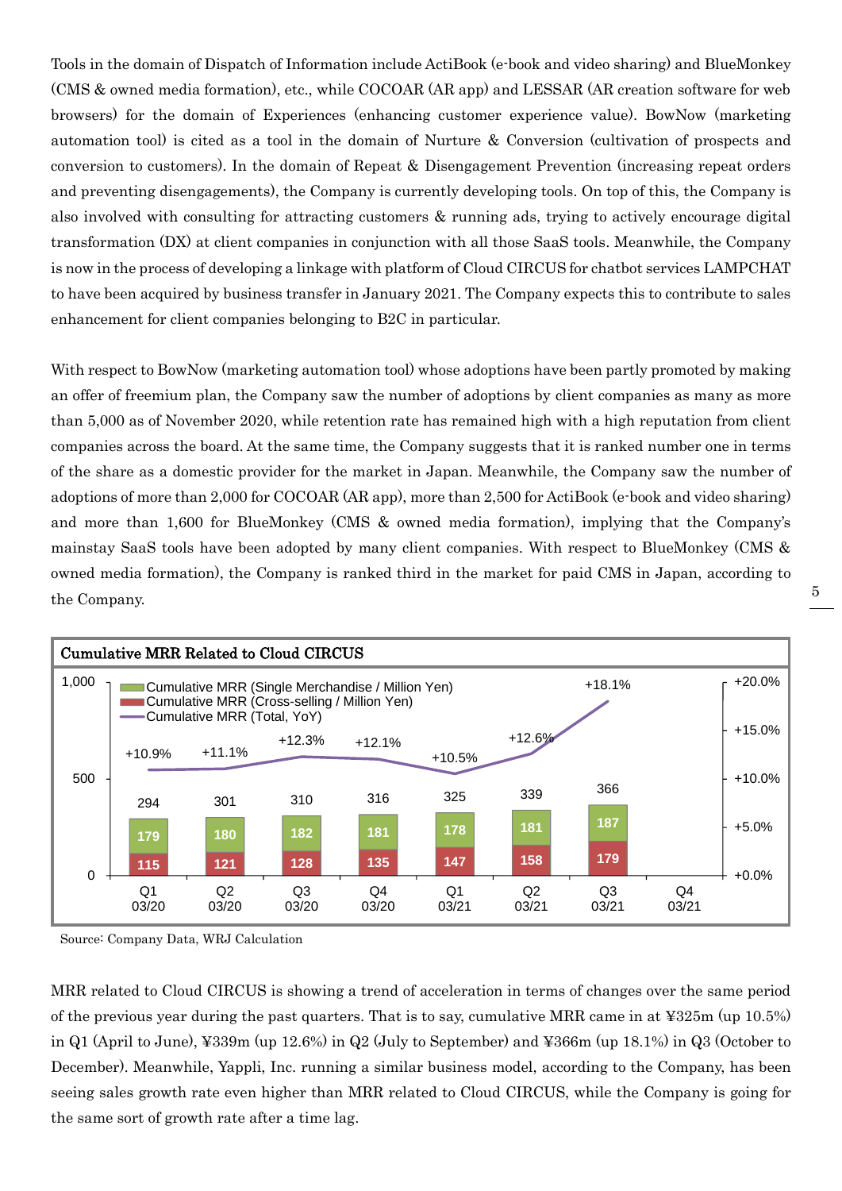Tools in the domain of Dispatch of Information include ActiBook (e-book and video sharing) and BlueMonkey (CMS & owned media formation), etc., while COCOAR (AR app) and LESSAR (AR creation software for web browsers) for the domain of Experiences (enhancing customer experience value). BowNow (marketing automation tool) is cited as a tool in the domain of Nurture & Conversion (cultivation of prospects and conversion to customers). In the domain of Repeat & Disengagement Prevention (increasing repeat orders and preventing disengagements), the Company is currently developing tools. On top of this, the Company is also involved with consulting for attracting customers & running ads, trying to actively encourage digital transformation (DX) at client companies in conjunction with all those SaaS tools. Meanwhile, the Company is now in the process of developing a linkage with platform of Cloud CIRCUS for chatbot services LAMPCHAT to have been acquired by business transfer in January 2021. The Company expects this to contribute to sales enhancement for client companies belonging to B2C in particular.

With respect to BowNow (marketing automation tool) whose adoptions have been partly promoted by making an offer of freemium plan, the Company saw the number of adoptions by client companies as many as more than 5,000 as of November 2020, while retention rate has remained high with a high reputation from client companies across the board. At the same time, the Company suggests that it is ranked number one in terms of the share as a domestic provider for the market in Japan. Meanwhile, the Company saw the number of adoptions of more than 2,000 for COCOAR (AR app), more than 2,500 for ActiBook (e-book and video sharing) and more than 1,600 for BlueMonkey (CMS & owned media formation), implying that the Company's mainstay SaaS tools have been adopted by many client companies. With respect to BlueMonkey (CMS & owned media formation), the Company is ranked third in the market for paid CMS in Japan, according to the Company.

**Cumulative MRR Related to Cloud CIRCUS**

| | Q1 03/20 | Q2 03/20 | Q3 03/20 | Q4 03/20 | Q1 03/21 | Q2 03/21 | Q3 03/21 | Q4 03/21 |
|---|---|---|---|---|---|---|---|---|
| Cumulative MRR (Single Merchandise / Million Yen) | 179 | 180 | 182 | 181 | 178 | 181 | 187 | |
| Cumulative MRR (Cross-selling / Million Yen) | 115 | 121 | 128 | 135 | 147 | 158 | 179 | |
| Total | 294 | 301 | 310 | 316 | 325 | 339 | 366 | |
| Cumulative MRR (Total, YoY) | +10.9% | +11.1% | +12.3% | +12.1% | +10.5% | +12.6% | +18.1% | |

Source: Company Data, WRJ Calculation

MRR related to Cloud CIRCUS is showing a trend of acceleration in terms of changes over the same period of the previous year during the past quarters. That is to say, cumulative MRR came in at ¥325m (up 10.5%) in Q1 (April to June), ¥339m (up 12.6%) in Q2 (July to September) and ¥366m (up 18.1%) in Q3 (October to December). Meanwhile, Yappli, Inc. running a similar business model, according to the Company, has been seeing sales growth rate even higher than MRR related to Cloud CIRCUS, while the Company is going for the same sort of growth rate after a time lag.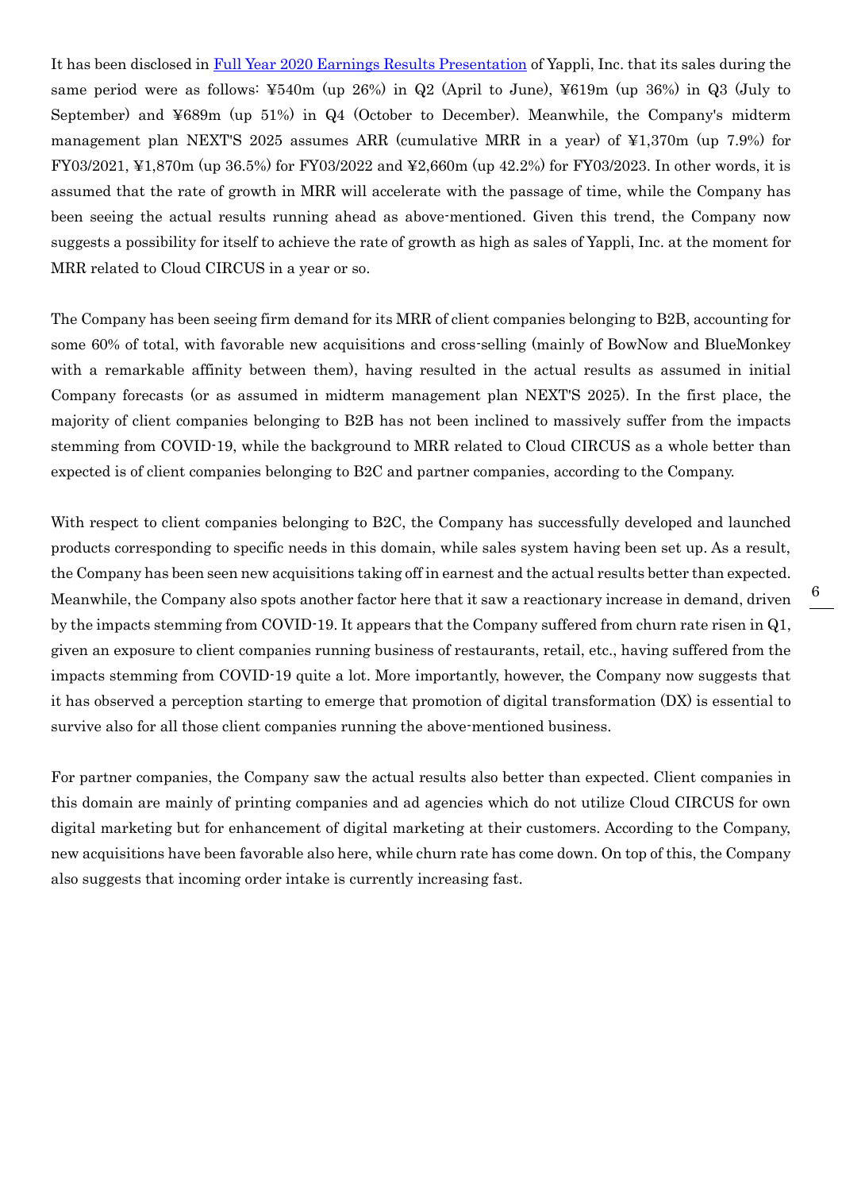It has been disclosed in [Full Year 2020 Earnings Results Presentation] of Yappli, Inc. that its sales during the same period were as follows: ¥540m (up 26%) in Q2 (April to June), ¥619m (up 36%) in Q3 (July to September) and ¥689m (up 51%) in Q4 (October to December). Meanwhile, the Company's midterm management plan NEXT'S 2025 assumes ARR (cumulative MRR in a year) of ¥1,370m (up 7.9%) for FY03/2021, ¥1,870m (up 36.5%) for FY03/2022 and ¥2,660m (up 42.2%) for FY03/2023. In other words, it is assumed that the rate of growth in MRR will accelerate with the passage of time, while the Company has been seeing the actual results running ahead as above-mentioned. Given this trend, the Company now suggests a possibility for itself to achieve the rate of growth as high as sales of Yappli, Inc. at the moment for MRR related to Cloud CIRCUS in a year or so.

The Company has been seeing firm demand for its MRR of client companies belonging to B2B, accounting for some 60% of total, with favorable new acquisitions and cross-selling (mainly of BowNow and BlueMonkey with a remarkable affinity between them), having resulted in the actual results as assumed in initial Company forecasts (or as assumed in midterm management plan NEXT'S 2025). In the first place, the majority of client companies belonging to B2B has not been inclined to massively suffer from the impacts stemming from COVID-19, while the background to MRR related to Cloud CIRCUS as a whole better than expected is of client companies belonging to B2C and partner companies, according to the Company.

With respect to client companies belonging to B2C, the Company has successfully developed and launched products corresponding to specific needs in this domain, while sales system having been set up. As a result, the Company has been seen new acquisitions taking off in earnest and the actual results better than expected. Meanwhile, the Company also spots another factor here that it saw a reactionary increase in demand, driven by the impacts stemming from COVID-19. It appears that the Company suffered from churn rate risen in Q1, given an exposure to client companies running business of restaurants, retail, etc., having suffered from the impacts stemming from COVID-19 quite a lot. More importantly, however, the Company now suggests that it has observed a perception starting to emerge that promotion of digital transformation (DX) is essential to survive also for all those client companies running the above-mentioned business.

For partner companies, the Company saw the actual results also better than expected. Client companies in this domain are mainly of printing companies and ad agencies which do not utilize Cloud CIRCUS for own digital marketing but for enhancement of digital marketing at their customers. According to the Company, new acquisitions have been favorable also here, while churn rate has come down. On top of this, the Company also suggests that incoming order intake is currently increasing fast.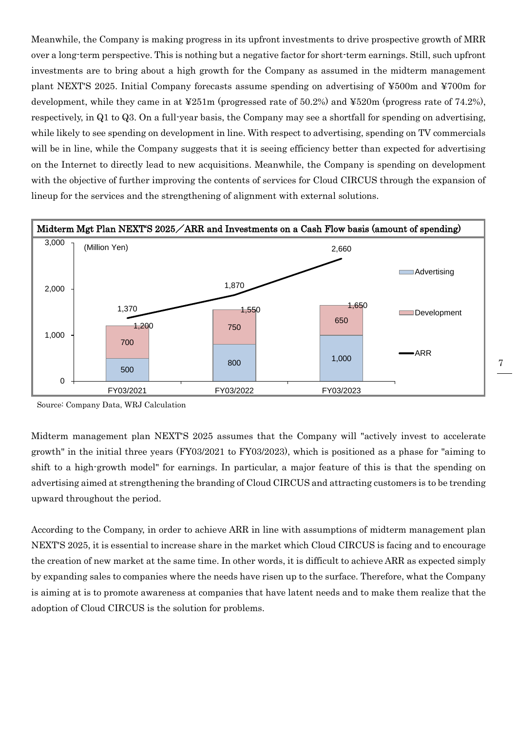Meanwhile, the Company is making progress in its upfront investments to drive prospective growth of MRR over a long-term perspective. This is nothing but a negative factor for short-term earnings. Still, such upfront investments are to bring about a high growth for the Company as assumed in the midterm management plant NEXT'S 2025. Initial Company forecasts assume spending on advertising of ¥500m and ¥700m for development, while they came in at ¥251m (progressed rate of 50.2%) and ¥520m (progress rate of 74.2%), respectively, in Q1 to Q3. On a full-year basis, the Company may see a shortfall for spending on advertising, while likely to see spending on development in line. With respect to advertising, spending on TV commercials will be in line, while the Company suggests that it is seeing efficiency better than expected for advertising on the Internet to directly lead to new acquisitions. Meanwhile, the Company is spending on development with the objective of further improving the contents of services for Cloud CIRCUS through the expansion of lineup for the services and the strengthening of alignment with external solutions.

**Midterm Mgt Plan NEXT"S 2025／ARR and Investments on a Cash Flow basis (amount of spending)**

(Million Yen)

| | FY03/2021 | FY03/2022 | FY03/2023 |
|---|---|---|---|
| Advertising | 500 | 800 | 1,000 |
| Development | 700 | 750 | 650 |
| Total | 1,200 | 1,550 | 1,650 |
| ARR | 1,370 | 1,870 | 2,660 |

Source: Company Data, WRJ Calculation

Midterm management plan NEXT'S 2025 assumes that the Company will "actively invest to accelerate growth" in the initial three years (FY03/2021 to FY03/2023), which is positioned as a phase for "aiming to shift to a high-growth model" for earnings. In particular, a major feature of this is that the spending on advertising aimed at strengthening the branding of Cloud CIRCUS and attracting customers is to be trending upward throughout the period.

According to the Company, in order to achieve ARR in line with assumptions of midterm management plan NEXT'S 2025, it is essential to increase share in the market which Cloud CIRCUS is facing and to encourage the creation of new market at the same time. In other words, it is difficult to achieve ARR as expected simply by expanding sales to companies where the needs have risen up to the surface. Therefore, what the Company is aiming at is to promote awareness at companies that have latent needs and to make them realize that the adoption of Cloud CIRCUS is the solution for problems.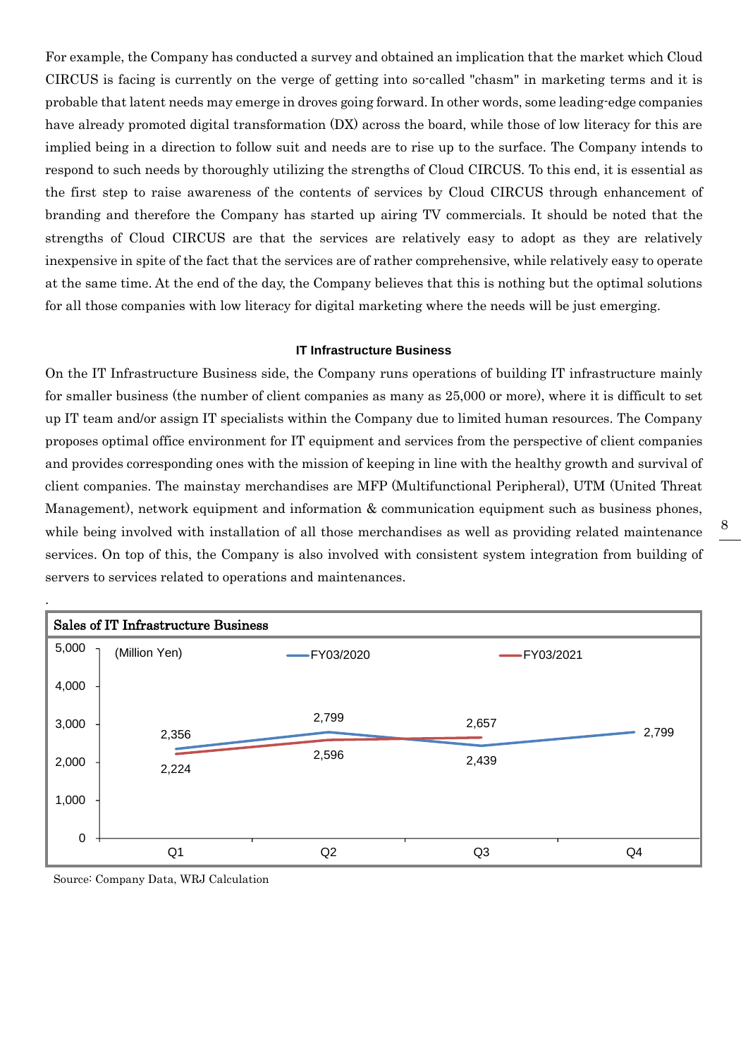For example, the Company has conducted a survey and obtained an implication that the market which Cloud CIRCUS is facing is currently on the verge of getting into so-called "chasm" in marketing terms and it is probable that latent needs may emerge in droves going forward. In other words, some leading-edge companies have already promoted digital transformation (DX) across the board, while those of low literacy for this are implied being in a direction to follow suit and needs are to rise up to the surface. The Company intends to respond to such needs by thoroughly utilizing the strengths of Cloud CIRCUS. To this end, it is essential as the first step to raise awareness of the contents of services by Cloud CIRCUS through enhancement of branding and therefore the Company has started up airing TV commercials. It should be noted that the strengths of Cloud CIRCUS are that the services are relatively easy to adopt as they are relatively inexpensive in spite of the fact that the services are of rather comprehensive, while relatively easy to operate at the same time. At the end of the day, the Company believes that this is nothing but the optimal solutions for all those companies with low literacy for digital marketing where the needs will be just emerging.

### IT Infrastructure Business

On the IT Infrastructure Business side, the Company runs operations of building IT infrastructure mainly for smaller business (the number of client companies as many as 25,000 or more), where it is difficult to set up IT team and/or assign IT specialists within the Company due to limited human resources. The Company proposes optimal office environment for IT equipment and services from the perspective of client companies and provides corresponding ones with the mission of keeping in line with the healthy growth and survival of client companies. The mainstay merchandises are MFP (Multifunctional Peripheral), UTM (United Threat Management), network equipment and information & communication equipment such as business phones, while being involved with installation of all those merchandises as well as providing related maintenance services. On top of this, the Company is also involved with consistent system integration from building of servers to services related to operations and maintenances.

**Sales of IT Infrastructure Business**

(Million Yen)

| | Q1 | Q2 | Q3 | Q4 |
|---|---|---|---|---|
| FY03/2020 | 2,356 | 2,799 | 2,439 | 2,799 |
| FY03/2021 | 2,224 | 2,596 | 2,657 | |

Source: Company Data, WRJ Calculation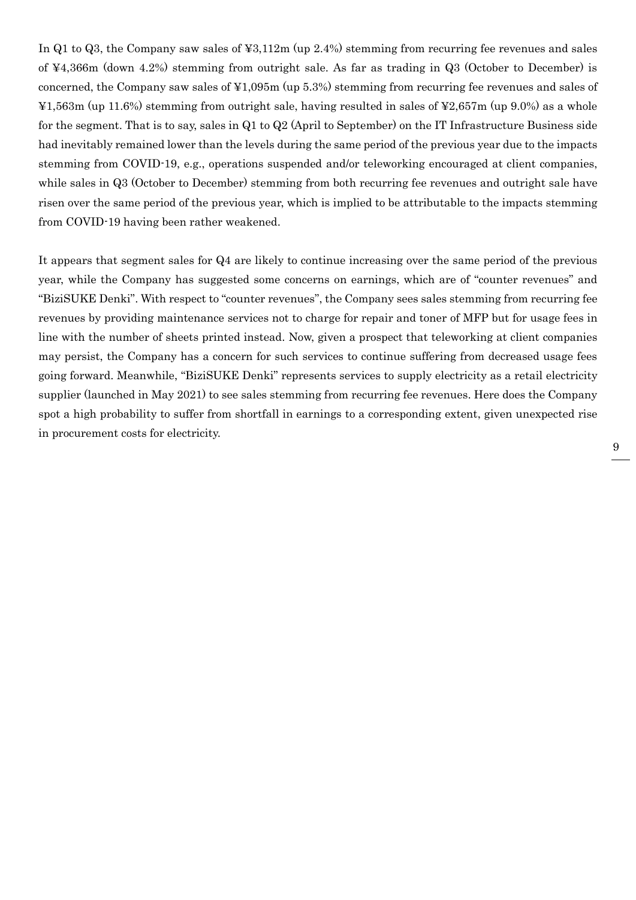In Q1 to Q3, the Company saw sales of ¥3,112m (up 2.4%) stemming from recurring fee revenues and sales of ¥4,366m (down 4.2%) stemming from outright sale. As far as trading in Q3 (October to December) is concerned, the Company saw sales of ¥1,095m (up 5.3%) stemming from recurring fee revenues and sales of ¥1,563m (up 11.6%) stemming from outright sale, having resulted in sales of ¥2,657m (up 9.0%) as a whole for the segment. That is to say, sales in Q1 to Q2 (April to September) on the IT Infrastructure Business side had inevitably remained lower than the levels during the same period of the previous year due to the impacts stemming from COVID-19, e.g., operations suspended and/or teleworking encouraged at client companies, while sales in Q3 (October to December) stemming from both recurring fee revenues and outright sale have risen over the same period of the previous year, which is implied to be attributable to the impacts stemming from COVID-19 having been rather weakened.

It appears that segment sales for Q4 are likely to continue increasing over the same period of the previous year, while the Company has suggested some concerns on earnings, which are of "counter revenues" and "BiziSUKE Denki". With respect to "counter revenues", the Company sees sales stemming from recurring fee revenues by providing maintenance services not to charge for repair and toner of MFP but for usage fees in line with the number of sheets printed instead. Now, given a prospect that teleworking at client companies may persist, the Company has a concern for such services to continue suffering from decreased usage fees going forward. Meanwhile, "BiziSUKE Denki" represents services to supply electricity as a retail electricity supplier (launched in May 2021) to see sales stemming from recurring fee revenues. Here does the Company spot a high probability to suffer from shortfall in earnings to a corresponding extent, given unexpected rise in procurement costs for electricity.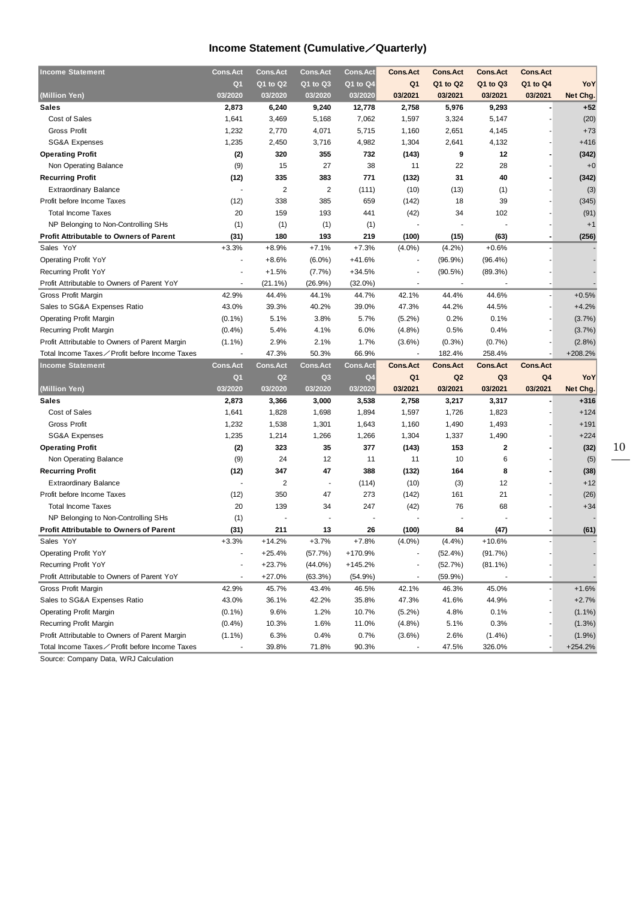# Income Statement (Cumulative／Quarterly)

| Income Statement | Cons.Act | Cons.Act | Cons.Act | Cons.Act | Cons.Act | Cons.Act | Cons.Act | Cons.Act | |
|---|---|---|---|---|---|---|---|---|---|
| | Q1 | Q1 to Q2 | Q1 to Q3 | Q1 to Q4 | Q1 | Q1 to Q2 | Q1 to Q3 | Q1 to Q4 | YoY |
| (Million Yen) | 03/2020 | 03/2020 | 03/2020 | 03/2020 | 03/2021 | 03/2021 | 03/2021 | 03/2021 | Net Chg. |
| **Sales** | **2,873** | **6,240** | **9,240** | **12,778** | **2,758** | **5,976** | **9,293** | **-** | **+52** |
| Cost of Sales | 1,641 | 3,469 | 5,168 | 7,062 | 1,597 | 3,324 | 5,147 | - | (20) |
| Gross Profit | 1,232 | 2,770 | 4,071 | 5,715 | 1,160 | 2,651 | 4,145 | - | +73 |
| SG&A Expenses | 1,235 | 2,450 | 3,716 | 4,982 | 1,304 | 2,641 | 4,132 | - | +416 |
| **Operating Profit** | **(2)** | **320** | **355** | **732** | **(143)** | **9** | **12** | **-** | **(342)** |
| Non Operating Balance | (9) | 15 | 27 | 38 | 11 | 22 | 28 | - | +0 |
| **Recurring Profit** | **(12)** | **335** | **383** | **771** | **(132)** | **31** | **40** | **-** | **(342)** |
| Extraordinary Balance | - | 2 | 2 | (111) | (10) | (13) | (1) | - | (3) |
| Profit before Income Taxes | (12) | 338 | 385 | 659 | (142) | 18 | 39 | - | (345) |
| Total Income Taxes | 20 | 159 | 193 | 441 | (42) | 34 | 102 | - | (91) |
| NP Belonging to Non-Controlling SHs | (1) | (1) | (1) | (1) | - | - | - | - | +1 |
| **Profit Attributable to Owners of Parent** | **(31)** | **180** | **193** | **219** | **(100)** | **(15)** | **(63)** | **-** | **(256)** |
| Sales YoY | +3.3% | +8.9% | +7.1% | +7.3% | (4.0%) | (4.2%) | +0.6% | - | - |
| Operating Profit YoY | - | +8.6% | (6.0%) | +41.6% | - | (96.9%) | (96.4%) | - | - |
| Recurring Profit YoY | - | +1.5% | (7.7%) | +34.5% | - | (90.5%) | (89.3%) | - | - |
| Profit Attributable to Owners of Parent YoY | - | (21.1%) | (26.9%) | (32.0%) | - | - | - | - | - |
| Gross Profit Margin | 42.9% | 44.4% | 44.1% | 44.7% | 42.1% | 44.4% | 44.6% | - | +0.5% |
| Sales to SG&A Expenses Ratio | 43.0% | 39.3% | 40.2% | 39.0% | 47.3% | 44.2% | 44.5% | - | +4.2% |
| Operating Profit Margin | (0.1%) | 5.1% | 3.8% | 5.7% | (5.2%) | 0.2% | 0.1% | - | (3.7%) |
| Recurring Profit Margin | (0.4%) | 5.4% | 4.1% | 6.0% | (4.8%) | 0.5% | 0.4% | - | (3.7%) |
| Profit Attributable to Owners of Parent Margin | (1.1%) | 2.9% | 2.1% | 1.7% | (3.6%) | (0.3%) | (0.7%) | - | (2.8%) |
| Total Income Taxes／Profit before Income Taxes | - | 47.3% | 50.3% | 66.9% | - | 182.4% | 258.4% | - | +208.2% |

| Income Statement | Cons.Act | Cons.Act | Cons.Act | Cons.Act | Cons.Act | Cons.Act | Cons.Act | Cons.Act | |
|---|---|---|---|---|---|---|---|---|---|
| | Q1 | Q2 | Q3 | Q4 | Q1 | Q2 | Q3 | Q4 | YoY |
| (Million Yen) | 03/2020 | 03/2020 | 03/2020 | 03/2020 | 03/2021 | 03/2021 | 03/2021 | 03/2021 | Net Chg. |
| **Sales** | **2,873** | **3,366** | **3,000** | **3,538** | **2,758** | **3,217** | **3,317** | **-** | **+316** |
| Cost of Sales | 1,641 | 1,828 | 1,698 | 1,894 | 1,597 | 1,726 | 1,823 | - | +124 |
| Gross Profit | 1,232 | 1,538 | 1,301 | 1,643 | 1,160 | 1,490 | 1,493 | - | +191 |
| SG&A Expenses | 1,235 | 1,214 | 1,266 | 1,266 | 1,304 | 1,337 | 1,490 | - | +224 |
| **Operating Profit** | **(2)** | **323** | **35** | **377** | **(143)** | **153** | **2** | **-** | **(32)** |
| Non Operating Balance | (9) | 24 | 12 | 11 | 11 | 10 | 6 | - | (5) |
| **Recurring Profit** | **(12)** | **347** | **47** | **388** | **(132)** | **164** | **8** | **-** | **(38)** |
| Extraordinary Balance | - | 2 | - | (114) | (10) | (3) | 12 | - | +12 |
| Profit before Income Taxes | (12) | 350 | 47 | 273 | (142) | 161 | 21 | - | (26) |
| Total Income Taxes | 20 | 139 | 34 | 247 | (42) | 76 | 68 | - | +34 |
| NP Belonging to Non-Controlling SHs | (1) | - | - | - | - | - | - | - | - |
| **Profit Attributable to Owners of Parent** | **(31)** | **211** | **13** | **26** | **(100)** | **84** | **(47)** | **-** | **(61)** |
| Sales YoY | +3.3% | +14.2% | +3.7% | +7.8% | (4.0%) | (4.4%) | +10.6% | - | - |
| Operating Profit YoY | - | +25.4% | (57.7%) | +170.9% | - | (52.4%) | (91.7%) | - | - |
| Recurring Profit YoY | - | +23.7% | (44.0%) | +145.2% | - | (52.7%) | (81.1%) | - | - |
| Profit Attributable to Owners of Parent YoY | - | +27.0% | (63.3%) | (54.9%) | - | (59.9%) | - | - | - |
| Gross Profit Margin | 42.9% | 45.7% | 43.4% | 46.5% | 42.1% | 46.3% | 45.0% | - | +1.6% |
| Sales to SG&A Expenses Ratio | 43.0% | 36.1% | 42.2% | 35.8% | 47.3% | 41.6% | 44.9% | - | +2.7% |
| Operating Profit Margin | (0.1%) | 9.6% | 1.2% | 10.7% | (5.2%) | 4.8% | 0.1% | - | (1.1%) |
| Recurring Profit Margin | (0.4%) | 10.3% | 1.6% | 11.0% | (4.8%) | 5.1% | 0.3% | - | (1.3%) |
| Profit Attributable to Owners of Parent Margin | (1.1%) | 6.3% | 0.4% | 0.7% | (3.6%) | 2.6% | (1.4%) | - | (1.9%) |
| Total Income Taxes／Profit before Income Taxes | - | 39.8% | 71.8% | 90.3% | - | 47.5% | 326.0% | - | +254.2% |

Source: Company Data, WRJ Calculation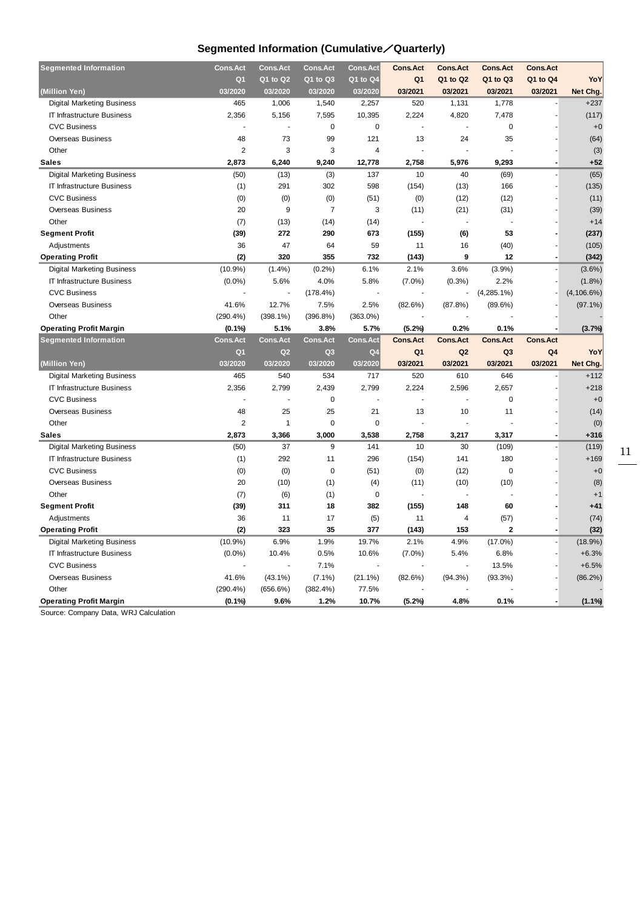## Segmented Information (Cumulative／Quarterly)

| Segmented Information | Cons.Act | Cons.Act | Cons.Act | Cons.Act | Cons.Act | Cons.Act | Cons.Act | Cons.Act | |
|---|---|---|---|---|---|---|---|---|---|
| | Q1 | Q1 to Q2 | Q1 to Q3 | Q1 to Q4 | Q1 | Q1 to Q2 | Q1 to Q3 | Q1 to Q4 | YoY |
| (Million Yen) | 03/2020 | 03/2020 | 03/2020 | 03/2020 | 03/2021 | 03/2021 | 03/2021 | 03/2021 | Net Chg. |
| Digital Marketing Business | 465 | 1,006 | 1,540 | 2,257 | 520 | 1,131 | 1,778 | - | +237 |
| IT Infrastructure Business | 2,356 | 5,156 | 7,595 | 10,395 | 2,224 | 4,820 | 7,478 | - | (117) |
| CVC Business | - | - | 0 | 0 | - | - | 0 | - | +0 |
| Overseas Business | 48 | 73 | 99 | 121 | 13 | 24 | 35 | - | (64) |
| Other | 2 | 3 | 3 | 4 | - | - | - | - | (3) |
| **Sales** | **2,873** | **6,240** | **9,240** | **12,778** | **2,758** | **5,976** | **9,293** | **-** | **+52** |
| Digital Marketing Business | (50) | (13) | (3) | 137 | 10 | 40 | (69) | - | (65) |
| IT Infrastructure Business | (1) | 291 | 302 | 598 | (154) | (13) | 166 | - | (135) |
| CVC Business | (0) | (0) | (0) | (51) | (0) | (12) | (12) | - | (11) |
| Overseas Business | 20 | 9 | 7 | 3 | (11) | (21) | (31) | - | (39) |
| Other | (7) | (13) | (14) | (14) | - | - | - | - | +14 |
| **Segment Profit** | **(39)** | **272** | **290** | **673** | **(155)** | **(6)** | **53** | **-** | **(237)** |
| Adjustments | 36 | 47 | 64 | 59 | 11 | 16 | (40) | - | (105) |
| **Operating Profit** | **(2)** | **320** | **355** | **732** | **(143)** | **9** | **12** | **-** | **(342)** |
| Digital Marketing Business | (10.9%) | (1.4%) | (0.2%) | 6.1% | 2.1% | 3.6% | (3.9%) | - | (3.6%) |
| IT Infrastructure Business | (0.0%) | 5.6% | 4.0% | 5.8% | (7.0%) | (0.3%) | 2.2% | - | (1.8%) |
| CVC Business | - | - | (178.4%) | - | - | - | (4,285.1%) | - | (4,106.6%) |
| Overseas Business | 41.6% | 12.7% | 7.5% | 2.5% | (82.6%) | (87.8%) | (89.6%) | - | (97.1%) |
| Other | (290.4%) | (398.1%) | (396.8%) | (363.0%) | - | - | - | - | - |
| **Operating Profit Margin** | **(0.1%)** | **5.1%** | **3.8%** | **5.7%** | **(5.2%)** | **0.2%** | **0.1%** | **-** | **(3.7%)** |

| Segmented Information | Cons.Act | Cons.Act | Cons.Act | Cons.Act | Cons.Act | Cons.Act | Cons.Act | Cons.Act | |
|---|---|---|---|---|---|---|---|---|---|
| | Q1 | Q2 | Q3 | Q4 | Q1 | Q2 | Q3 | Q4 | YoY |
| (Million Yen) | 03/2020 | 03/2020 | 03/2020 | 03/2020 | 03/2021 | 03/2021 | 03/2021 | 03/2021 | Net Chg. |
| Digital Marketing Business | 465 | 540 | 534 | 717 | 520 | 610 | 646 | - | +112 |
| IT Infrastructure Business | 2,356 | 2,799 | 2,439 | 2,799 | 2,224 | 2,596 | 2,657 | - | +218 |
| CVC Business | - | - | 0 | - | - | - | 0 | - | +0 |
| Overseas Business | 48 | 25 | 25 | 21 | 13 | 10 | 11 | - | (14) |
| Other | 2 | 1 | 0 | 0 | - | - | - | - | (0) |
| **Sales** | **2,873** | **3,366** | **3,000** | **3,538** | **2,758** | **3,217** | **3,317** | **-** | **+316** |
| Digital Marketing Business | (50) | 37 | 9 | 141 | 10 | 30 | (109) | - | (119) |
| IT Infrastructure Business | (1) | 292 | 11 | 296 | (154) | 141 | 180 | - | +169 |
| CVC Business | (0) | (0) | 0 | (51) | (0) | (12) | 0 | - | +0 |
| Overseas Business | 20 | (10) | (1) | (4) | (11) | (10) | (10) | - | (8) |
| Other | (7) | (6) | (1) | 0 | - | - | - | - | +1 |
| **Segment Profit** | **(39)** | **311** | **18** | **382** | **(155)** | **148** | **60** | **-** | **+41** |
| Adjustments | 36 | 11 | 17 | (5) | 11 | 4 | (57) | - | (74) |
| **Operating Profit** | **(2)** | **323** | **35** | **377** | **(143)** | **153** | **2** | **-** | **(32)** |
| Digital Marketing Business | (10.9%) | 6.9% | 1.9% | 19.7% | 2.1% | 4.9% | (17.0%) | - | (18.9%) |
| IT Infrastructure Business | (0.0%) | 10.4% | 0.5% | 10.6% | (7.0%) | 5.4% | 6.8% | - | +6.3% |
| CVC Business | - | - | 7.1% | - | - | - | 13.5% | - | +6.5% |
| Overseas Business | 41.6% | (43.1%) | (7.1%) | (21.1%) | (82.6%) | (94.3%) | (93.3%) | - | (86.2%) |
| Other | (290.4%) | (656.6%) | (382.4%) | 77.5% | - | - | - | - | - |
| **Operating Profit Margin** | **(0.1%)** | **9.6%** | **1.2%** | **10.7%** | **(5.2%)** | **4.8%** | **0.1%** | **-** | **(1.1%)** |

Source: Company Data, WRJ Calculation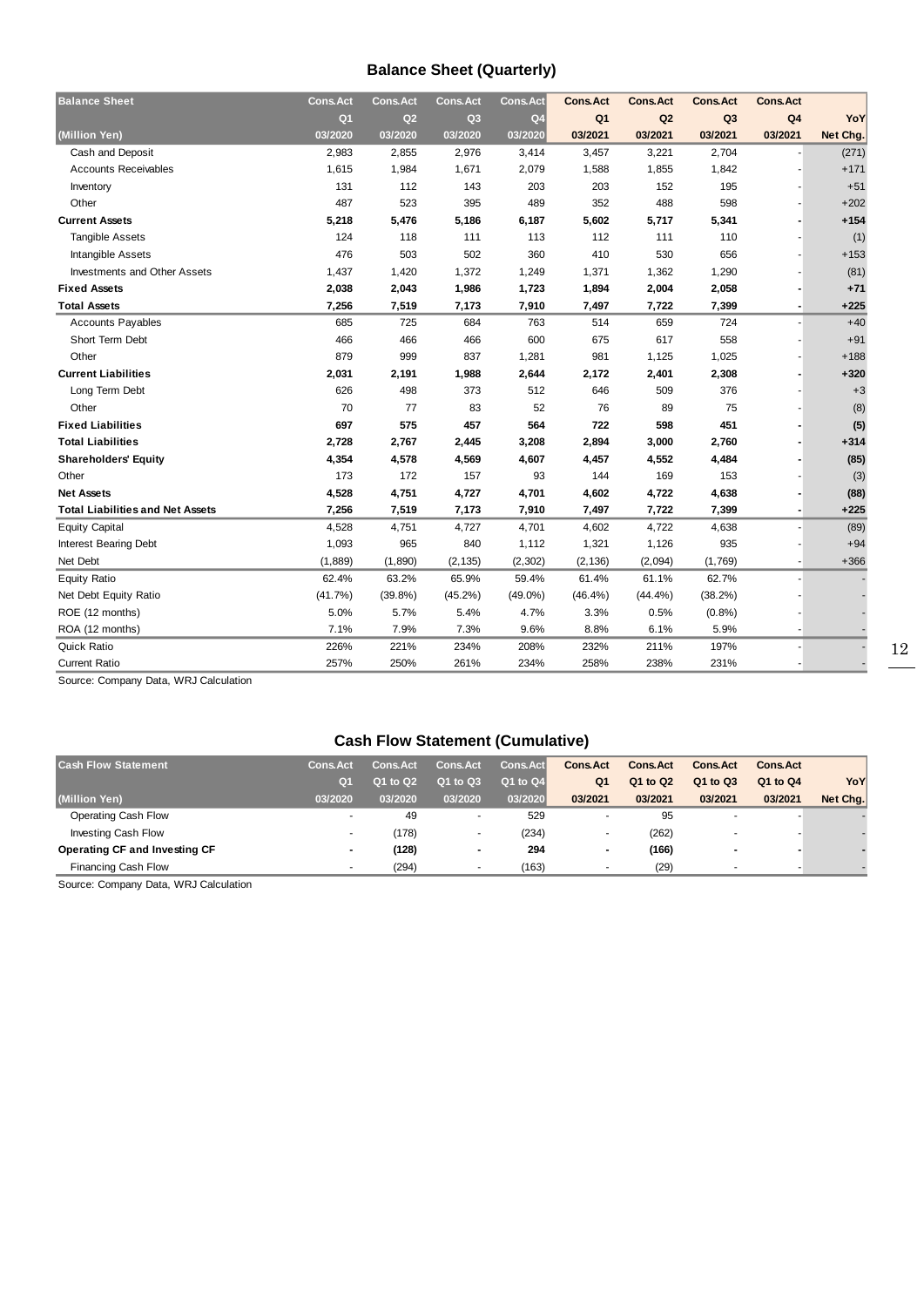## Balance Sheet (Quarterly)

| Balance Sheet | Cons.Act | Cons.Act | Cons.Act | Cons.Act | Cons.Act | Cons.Act | Cons.Act | Cons.Act | |
|---|---|---|---|---|---|---|---|---|---|
| | Q1 | Q2 | Q3 | Q4 | Q1 | Q2 | Q3 | Q4 | YoY |
| (Million Yen) | 03/2020 | 03/2020 | 03/2020 | 03/2020 | 03/2021 | 03/2021 | 03/2021 | 03/2021 | Net Chg. |
| Cash and Deposit | 2,983 | 2,855 | 2,976 | 3,414 | 3,457 | 3,221 | 2,704 | - | (271) |
| Accounts Receivables | 1,615 | 1,984 | 1,671 | 2,079 | 1,588 | 1,855 | 1,842 | - | +171 |
| Inventory | 131 | 112 | 143 | 203 | 203 | 152 | 195 | - | +51 |
| Other | 487 | 523 | 395 | 489 | 352 | 488 | 598 | - | +202 |
| **Current Assets** | **5,218** | **5,476** | **5,186** | **6,187** | **5,602** | **5,717** | **5,341** | **-** | **+154** |
| Tangible Assets | 124 | 118 | 111 | 113 | 112 | 111 | 110 | - | (1) |
| Intangible Assets | 476 | 503 | 502 | 360 | 410 | 530 | 656 | - | +153 |
| Investments and Other Assets | 1,437 | 1,420 | 1,372 | 1,249 | 1,371 | 1,362 | 1,290 | - | (81) |
| **Fixed Assets** | **2,038** | **2,043** | **1,986** | **1,723** | **1,894** | **2,004** | **2,058** | **-** | **+71** |
| **Total Assets** | **7,256** | **7,519** | **7,173** | **7,910** | **7,497** | **7,722** | **7,399** | **-** | **+225** |
| Accounts Payables | 685 | 725 | 684 | 763 | 514 | 659 | 724 | - | +40 |
| Short Term Debt | 466 | 466 | 466 | 600 | 675 | 617 | 558 | - | +91 |
| Other | 879 | 999 | 837 | 1,281 | 981 | 1,125 | 1,025 | - | +188 |
| **Current Liabilities** | **2,031** | **2,191** | **1,988** | **2,644** | **2,172** | **2,401** | **2,308** | **-** | **+320** |
| Long Term Debt | 626 | 498 | 373 | 512 | 646 | 509 | 376 | - | +3 |
| Other | 70 | 77 | 83 | 52 | 76 | 89 | 75 | - | (8) |
| **Fixed Liabilities** | **697** | **575** | **457** | **564** | **722** | **598** | **451** | **-** | **(5)** |
| **Total Liabilities** | **2,728** | **2,767** | **2,445** | **3,208** | **2,894** | **3,000** | **2,760** | **-** | **+314** |
| **Shareholders' Equity** | **4,354** | **4,578** | **4,569** | **4,607** | **4,457** | **4,552** | **4,484** | **-** | **(85)** |
| Other | 173 | 172 | 157 | 93 | 144 | 169 | 153 | - | (3) |
| **Net Assets** | **4,528** | **4,751** | **4,727** | **4,701** | **4,602** | **4,722** | **4,638** | **-** | **(88)** |
| **Total Liabilities and Net Assets** | **7,256** | **7,519** | **7,173** | **7,910** | **7,497** | **7,722** | **7,399** | **-** | **+225** |
| Equity Capital | 4,528 | 4,751 | 4,727 | 4,701 | 4,602 | 4,722 | 4,638 | - | (89) |
| Interest Bearing Debt | 1,093 | 965 | 840 | 1,112 | 1,321 | 1,126 | 935 | - | +94 |
| Net Debt | (1,889) | (1,890) | (2,135) | (2,302) | (2,136) | (2,094) | (1,769) | - | +366 |
| Equity Ratio | 62.4% | 63.2% | 65.9% | 59.4% | 61.4% | 61.1% | 62.7% | - | - |
| Net Debt Equity Ratio | (41.7%) | (39.8%) | (45.2%) | (49.0%) | (46.4%) | (44.4%) | (38.2%) | - | - |
| ROE (12 months) | 5.0% | 5.7% | 5.4% | 4.7% | 3.3% | 0.5% | (0.8%) | - | - |
| ROA (12 months) | 7.1% | 7.9% | 7.3% | 9.6% | 8.8% | 6.1% | 5.9% | - | - |
| Quick Ratio | 226% | 221% | 234% | 208% | 232% | 211% | 197% | - | - |
| Current Ratio | 257% | 250% | 261% | 234% | 258% | 238% | 231% | - | - |

Source: Company Data, WRJ Calculation

## Cash Flow Statement (Cumulative)

| Cash Flow Statement | Cons.Act | Cons.Act | Cons.Act | Cons.Act | Cons.Act | Cons.Act | Cons.Act | Cons.Act | |
|---|---|---|---|---|---|---|---|---|---|
| | Q1 | Q1 to Q2 | Q1 to Q3 | Q1 to Q4 | Q1 | Q1 to Q2 | Q1 to Q3 | Q1 to Q4 | YoY |
| (Million Yen) | 03/2020 | 03/2020 | 03/2020 | 03/2020 | 03/2021 | 03/2021 | 03/2021 | 03/2021 | Net Chg. |
| Operating Cash Flow | - | 49 | - | 529 | - | 95 | - | - | - |
| Investing Cash Flow | - | (178) | - | (234) | - | (262) | - | - | - |
| **Operating CF and Investing CF** | **-** | **(128)** | **-** | **294** | **-** | **(166)** | **-** | **-** | **-** |
| Financing Cash Flow | - | (294) | - | (163) | - | (29) | - | - | - |

Source: Company Data, WRJ Calculation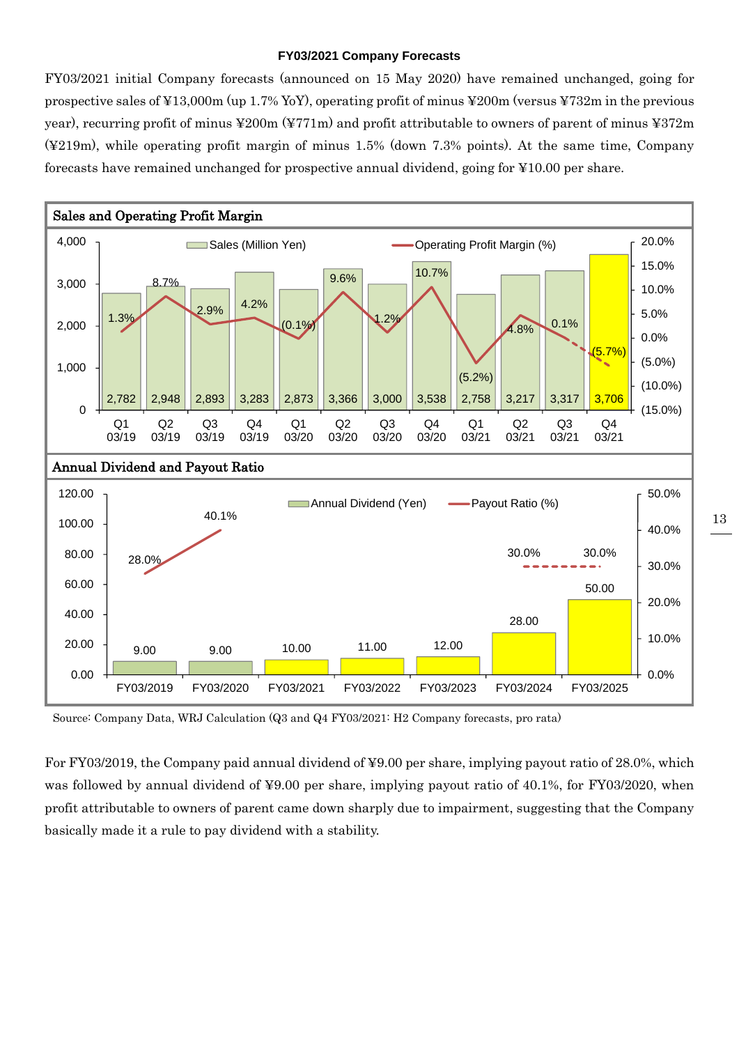### FY03/2021 Company Forecasts

FY03/2021 initial Company forecasts (announced on 15 May 2020) have remained unchanged, going for prospective sales of ¥13,000m (up 1.7% YoY), operating profit of minus ¥200m (versus ¥732m in the previous year), recurring profit of minus ¥200m (¥771m) and profit attributable to owners of parent of minus ¥372m (¥219m), while operating profit margin of minus 1.5% (down 7.3% points). At the same time, Company forecasts have remained unchanged for prospective annual dividend, going for ¥10.00 per share.

**Sales and Operating Profit Margin**

| | Q1 03/19 | Q2 03/19 | Q3 03/19 | Q4 03/19 | Q1 03/20 | Q2 03/20 | Q3 03/20 | Q4 03/20 | Q1 03/21 | Q2 03/21 | Q3 03/21 | Q4 03/21 |
|---|---|---|---|---|---|---|---|---|---|---|---|---|
| Sales (Million Yen) | 2,782 | 2,948 | 2,893 | 3,283 | 2,873 | 3,366 | 3,000 | 3,538 | 2,758 | 3,217 | 3,317 | 3,706 |
| Operating Profit Margin (%) | 1.3% | 8.7% | 2.9% | 4.2% | (0.1%) | 9.6% | 1.2% | 10.7% | (5.2%) | 4.8% | 0.1% | (5.7%) |

**Annual Dividend and Payout Ratio**

| | FY03/2019 | FY03/2020 | FY03/2021 | FY03/2022 | FY03/2023 | FY03/2024 | FY03/2025 |
|---|---|---|---|---|---|---|---|
| Annual Dividend (Yen) | 9.00 | 9.00 | 10.00 | 11.00 | 12.00 | 28.00 | 50.00 |
| Payout Ratio (%) | 28.0% | 40.1% | | | | 30.0% | 30.0% |

Source: Company Data, WRJ Calculation (Q3 and Q4 FY03/2021: H2 Company forecasts, pro rata)

For FY03/2019, the Company paid annual dividend of ¥9.00 per share, implying payout ratio of 28.0%, which was followed by annual dividend of ¥9.00 per share, implying payout ratio of 40.1%, for FY03/2020, when profit attributable to owners of parent came down sharply due to impairment, suggesting that the Company basically made it a rule to pay dividend with a stability.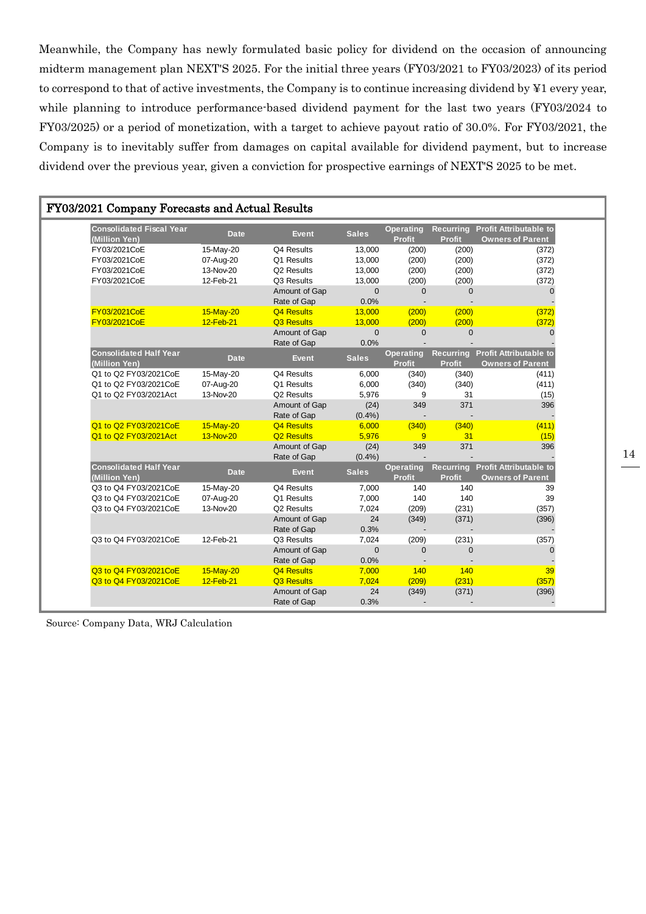Meanwhile, the Company has newly formulated basic policy for dividend on the occasion of announcing midterm management plan NEXT'S 2025. For the initial three years (FY03/2021 to FY03/2023) of its period to correspond to that of active investments, the Company is to continue increasing dividend by ¥1 every year, while planning to introduce performance-based dividend payment for the last two years (FY03/2024 to FY03/2025) or a period of monetization, with a target to achieve payout ratio of 30.0%. For FY03/2021, the Company is to inevitably suffer from damages on capital available for dividend payment, but to increase dividend over the previous year, given a conviction for prospective earnings of NEXT'S 2025 to be met.

## FY03/2021 Company Forecasts and Actual Results

| Consolidated Fiscal Year (Million Yen) | Date | Event | Sales | Operating Profit | Recurring Profit | Profit Attributable to Owners of Parent |
|---|---|---|---|---|---|---|
| FY03/2021CoE | 15-May-20 | Q4 Results | 13,000 | (200) | (200) | (372) |
| FY03/2021CoE | 07-Aug-20 | Q1 Results | 13,000 | (200) | (200) | (372) |
| FY03/2021CoE | 13-Nov-20 | Q2 Results | 13,000 | (200) | (200) | (372) |
| FY03/2021CoE | 12-Feb-21 | Q3 Results | 13,000 | (200) | (200) | (372) |
| | | Amount of Gap | 0 | 0 | 0 | 0 |
| | | Rate of Gap | 0.0% | - | - | - |
| FY03/2021CoE | 15-May-20 | Q4 Results | 13,000 | (200) | (200) | (372) |
| FY03/2021CoE | 12-Feb-21 | Q3 Results | 13,000 | (200) | (200) | (372) |
| | | Amount of Gap | 0 | 0 | 0 | 0 |
| | | Rate of Gap | 0.0% | - | - | - |
| **Consolidated Half Year (Million Yen)** | **Date** | **Event** | **Sales** | **Operating Profit** | **Recurring Profit** | **Profit Attributable to Owners of Parent** |
| Q1 to Q2 FY03/2021CoE | 15-May-20 | Q4 Results | 6,000 | (340) | (340) | (411) |
| Q1 to Q2 FY03/2021CoE | 07-Aug-20 | Q1 Results | 6,000 | (340) | (340) | (411) |
| Q1 to Q2 FY03/2021Act | 13-Nov-20 | Q2 Results | 5,976 | 9 | 31 | (15) |
| | | Amount of Gap | (24) | 349 | 371 | 396 |
| | | Rate of Gap | (0.4%) | - | - | - |
| Q1 to Q2 FY03/2021CoE | 15-May-20 | Q4 Results | 6,000 | (340) | (340) | (411) |
| Q1 to Q2 FY03/2021Act | 13-Nov-20 | Q2 Results | 5,976 | 9 | 31 | (15) |
| | | Amount of Gap | (24) | 349 | 371 | 396 |
| | | Rate of Gap | (0.4%) | - | - | - |
| **Consolidated Half Year (Million Yen)** | **Date** | **Event** | **Sales** | **Operating Profit** | **Recurring Profit** | **Profit Attributable to Owners of Parent** |
| Q3 to Q4 FY03/2021CoE | 15-May-20 | Q4 Results | 7,000 | 140 | 140 | 39 |
| Q3 to Q4 FY03/2021CoE | 07-Aug-20 | Q1 Results | 7,000 | 140 | 140 | 39 |
| Q3 to Q4 FY03/2021CoE | 13-Nov-20 | Q2 Results | 7,024 | (209) | (231) | (357) |
| | | Amount of Gap | 24 | (349) | (371) | (396) |
| | | Rate of Gap | 0.3% | - | - | - |
| Q3 to Q4 FY03/2021CoE | 12-Feb-21 | Q3 Results | 7,024 | (209) | (231) | (357) |
| | | Amount of Gap | 0 | 0 | 0 | 0 |
| | | Rate of Gap | 0.0% | - | - | - |
| Q3 to Q4 FY03/2021CoE | 15-May-20 | Q4 Results | 7,000 | 140 | 140 | 39 |
| Q3 to Q4 FY03/2021CoE | 12-Feb-21 | Q3 Results | 7,024 | (209) | (231) | (357) |
| | | Amount of Gap | 24 | (349) | (371) | (396) |
| | | Rate of Gap | 0.3% | - | - | - |

Source: Company Data, WRJ Calculation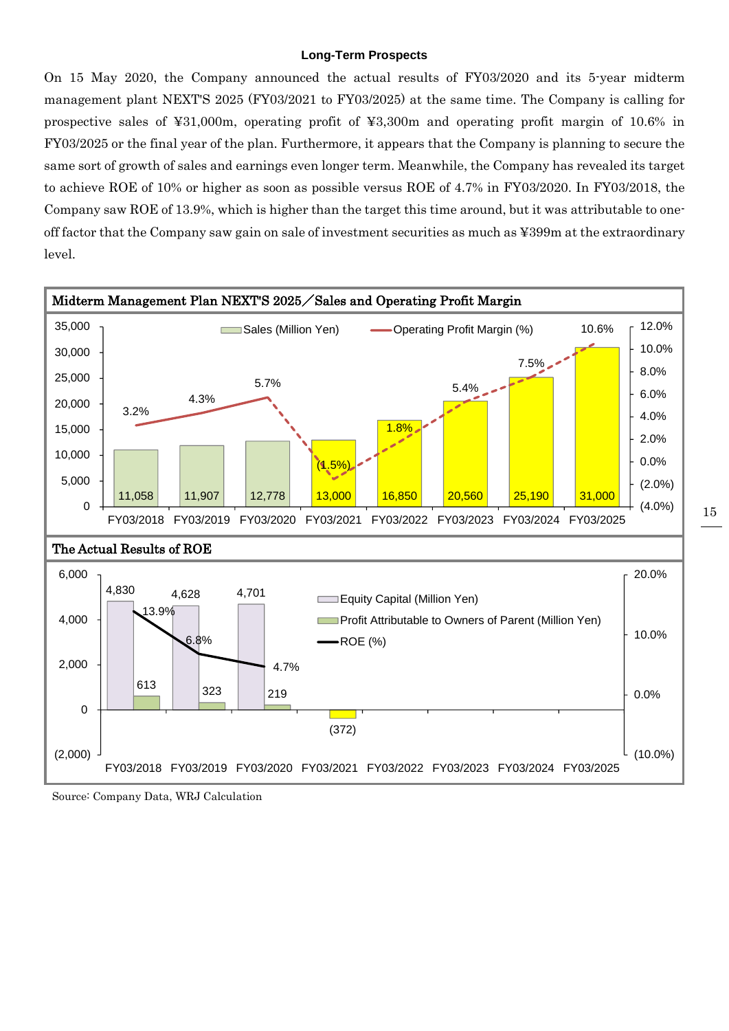### Long-Term Prospects

On 15 May 2020, the Company announced the actual results of FY03/2020 and its 5-year midterm management plant NEXT'S 2025 (FY03/2021 to FY03/2025) at the same time. The Company is calling for prospective sales of ¥31,000m, operating profit of ¥3,300m and operating profit margin of 10.6% in FY03/2025 or the final year of the plan. Furthermore, it appears that the Company is planning to secure the same sort of growth of sales and earnings even longer term. Meanwhile, the Company has revealed its target to achieve ROE of 10% or higher as soon as possible versus ROE of 4.7% in FY03/2020. In FY03/2018, the Company saw ROE of 13.9%, which is higher than the target this time around, but it was attributable to one-off factor that the Company saw gain on sale of investment securities as much as ¥399m at the extraordinary level.

**Midterm Management Plan NEXT'S 2025／Sales and Operating Profit Margin**

| | FY03/2018 | FY03/2019 | FY03/2020 | FY03/2021 | FY03/2022 | FY03/2023 | FY03/2024 | FY03/2025 |
|---|---|---|---|---|---|---|---|---|
| Sales (Million Yen) | 11,058 | 11,907 | 12,778 | 13,000 | 16,850 | 20,560 | 25,190 | 31,000 |
| Operating Profit Margin (%) | 3.2% | 4.3% | 5.7% | (1.5%) | 1.8% | 5.4% | 7.5% | 10.6% |

**The Actual Results of ROE**

| | FY03/2018 | FY03/2019 | FY03/2020 | FY03/2021 | FY03/2022 | FY03/2023 | FY03/2024 | FY03/2025 |
|---|---|---|---|---|---|---|---|---|
| Equity Capital (Million Yen) | 4,830 | 4,628 | 4,701 | | | | | |
| Profit Attributable to Owners of Parent (Million Yen) | 613 | 323 | 219 | (372) | | | | |
| ROE (%) | 13.9% | 6.8% | 4.7% | | | | | |

Source: Company Data, WRJ Calculation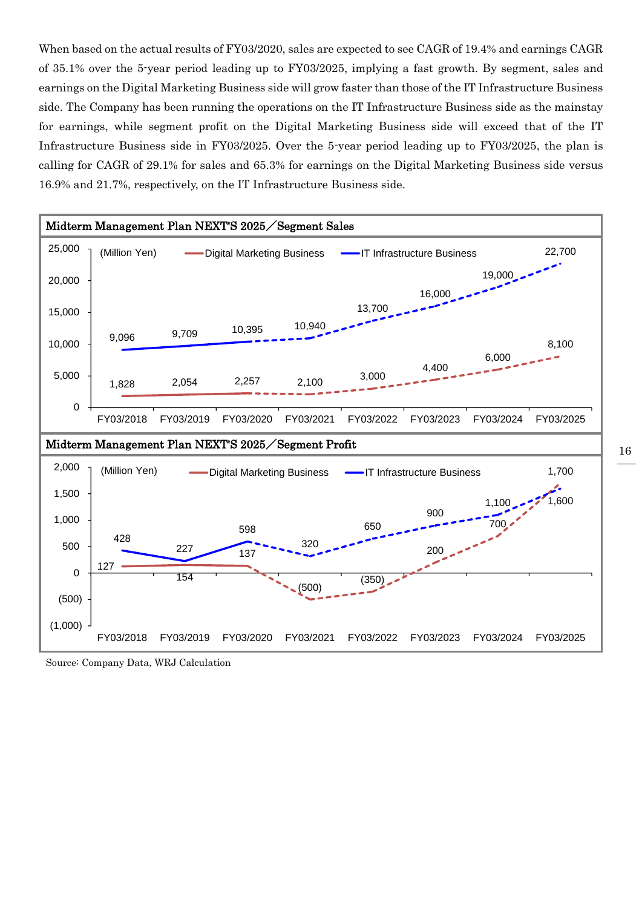When based on the actual results of FY03/2020, sales are expected to see CAGR of 19.4% and earnings CAGR of 35.1% over the 5-year period leading up to FY03/2025, implying a fast growth. By segment, sales and earnings on the Digital Marketing Business side will grow faster than those of the IT Infrastructure Business side. The Company has been running the operations on the IT Infrastructure Business side as the mainstay for earnings, while segment profit on the Digital Marketing Business side will exceed that of the IT Infrastructure Business side in FY03/2025. Over the 5-year period leading up to FY03/2025, the plan is calling for CAGR of 29.1% for sales and 65.3% for earnings on the Digital Marketing Business side versus 16.9% and 21.7%, respectively, on the IT Infrastructure Business side.

**Midterm Management Plan NEXT'S 2025／Segment Sales**

(Million Yen)

| | FY03/2018 | FY03/2019 | FY03/2020 | FY03/2021 | FY03/2022 | FY03/2023 | FY03/2024 | FY03/2025 |
|---|---|---|---|---|---|---|---|---|
| Digital Marketing Business | 1,828 | 2,054 | 2,257 | 2,100 | 3,000 | 4,400 | 6,000 | 8,100 |
| IT Infrastructure Business | 9,096 | 9,709 | 10,395 | 10,940 | 13,700 | 16,000 | 19,000 | 22,700 |

**Midterm Management Plan NEXT'S 2025／Segment Profit**

(Million Yen)

| | FY03/2018 | FY03/2019 | FY03/2020 | FY03/2021 | FY03/2022 | FY03/2023 | FY03/2024 | FY03/2025 |
|---|---|---|---|---|---|---|---|---|
| Digital Marketing Business | 127 | 154 | 137 | (500) | (350) | 200 | 700 | 1,700 |
| IT Infrastructure Business | 428 | 227 | 598 | 320 | 650 | 900 | 1,100 | 1,600 |

Source: Company Data, WRJ Calculation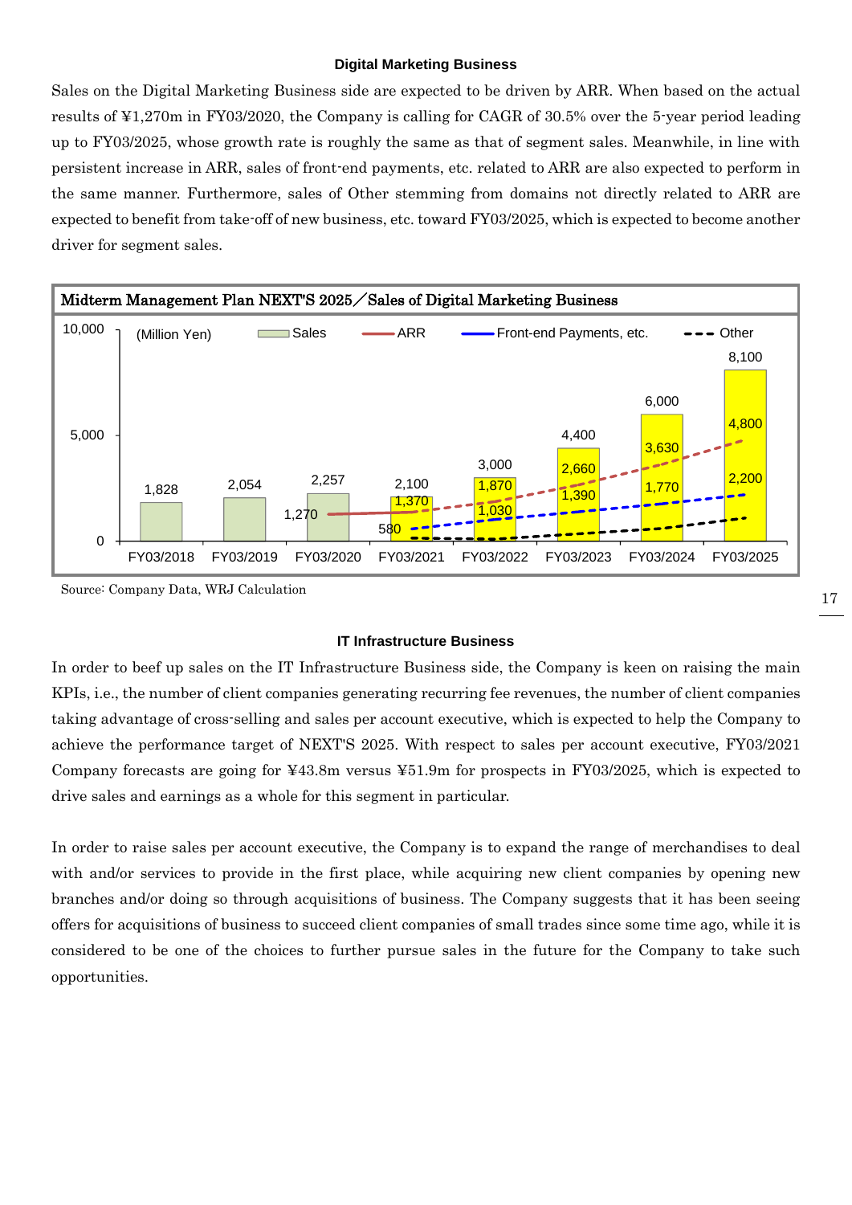### Digital Marketing Business

Sales on the Digital Marketing Business side are expected to be driven by ARR. When based on the actual results of ¥1,270m in FY03/2020, the Company is calling for CAGR of 30.5% over the 5-year period leading up to FY03/2025, whose growth rate is roughly the same as that of segment sales. Meanwhile, in line with persistent increase in ARR, sales of front-end payments, etc. related to ARR are also expected to perform in the same manner. Furthermore, sales of Other stemming from domains not directly related to ARR are expected to benefit from take-off of new business, etc. toward FY03/2025, which is expected to become another driver for segment sales.

**Midterm Management Plan NEXT'S 2025／Sales of Digital Marketing Business**

(Million Yen)

| | FY03/2018 | FY03/2019 | FY03/2020 | FY03/2021 | FY03/2022 | FY03/2023 | FY03/2024 | FY03/2025 |
|---|---|---|---|---|---|---|---|---|
| Sales | 1,828 | 2,054 | 2,257 | 2,100 | 3,000 | 4,400 | 6,000 | 8,100 |
| ARR | | | 1,270 | 1,370 | 1,870 | 2,660 | 3,630 | 4,800 |
| Front-end Payments, etc. | | | | 580 | 1,030 | 1,390 | 1,770 | 2,200 |
| Other | | | | | | | | |

Source: Company Data, WRJ Calculation

### IT Infrastructure Business

In order to beef up sales on the IT Infrastructure Business side, the Company is keen on raising the main KPIs, i.e., the number of client companies generating recurring fee revenues, the number of client companies taking advantage of cross-selling and sales per account executive, which is expected to help the Company to achieve the performance target of NEXT'S 2025. With respect to sales per account executive, FY03/2021 Company forecasts are going for ¥43.8m versus ¥51.9m for prospects in FY03/2025, which is expected to drive sales and earnings as a whole for this segment in particular.

In order to raise sales per account executive, the Company is to expand the range of merchandises to deal with and/or services to provide in the first place, while acquiring new client companies by opening new branches and/or doing so through acquisitions of business. The Company suggests that it has been seeing offers for acquisitions of business to succeed client companies of small trades since some time ago, while it is considered to be one of the choices to further pursue sales in the future for the Company to take such opportunities.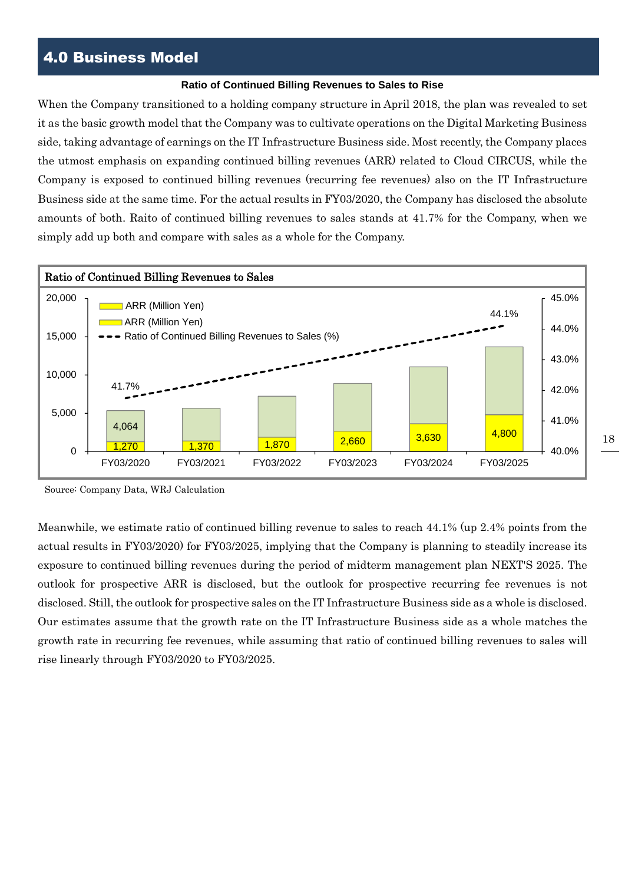# 4.0 Business Model

**Ratio of Continued Billing Revenues to Sales to Rise**

When the Company transitioned to a holding company structure in April 2018, the plan was revealed to set it as the basic growth model that the Company was to cultivate operations on the Digital Marketing Business side, taking advantage of earnings on the IT Infrastructure Business side. Most recently, the Company places the utmost emphasis on expanding continued billing revenues (ARR) related to Cloud CIRCUS, while the Company is exposed to continued billing revenues (recurring fee revenues) also on the IT Infrastructure Business side at the same time. For the actual results in FY03/2020, the Company has disclosed the absolute amounts of both. Raito of continued billing revenues to sales stands at 41.7% for the Company, when we simply add up both and compare with sales as a whole for the Company.

**Ratio of Continued Billing Revenues to Sales**

| | FY03/2020 | FY03/2021 | FY03/2022 | FY03/2023 | FY03/2024 | FY03/2025 |
|---|---|---|---|---|---|---|
| ARR (Million Yen) | 1,270 | 1,370 | 1,870 | 2,660 | 3,630 | 4,800 |
| ARR (Million Yen) | 4,064 | | | | | |
| Ratio of Continued Billing Revenues to Sales (%) | 41.7% | | | | | 44.1% |

Source: Company Data, WRJ Calculation

Meanwhile, we estimate ratio of continued billing revenue to sales to reach 44.1% (up 2.4% points from the actual results in FY03/2020) for FY03/2025, implying that the Company is planning to steadily increase its exposure to continued billing revenues during the period of midterm management plan NEXT'S 2025. The outlook for prospective ARR is disclosed, but the outlook for prospective recurring fee revenues is not disclosed. Still, the outlook for prospective sales on the IT Infrastructure Business side as a whole is disclosed. Our estimates assume that the growth rate on the IT Infrastructure Business side as a whole matches the growth rate in recurring fee revenues, while assuming that ratio of continued billing revenues to sales will rise linearly through FY03/2020 to FY03/2025.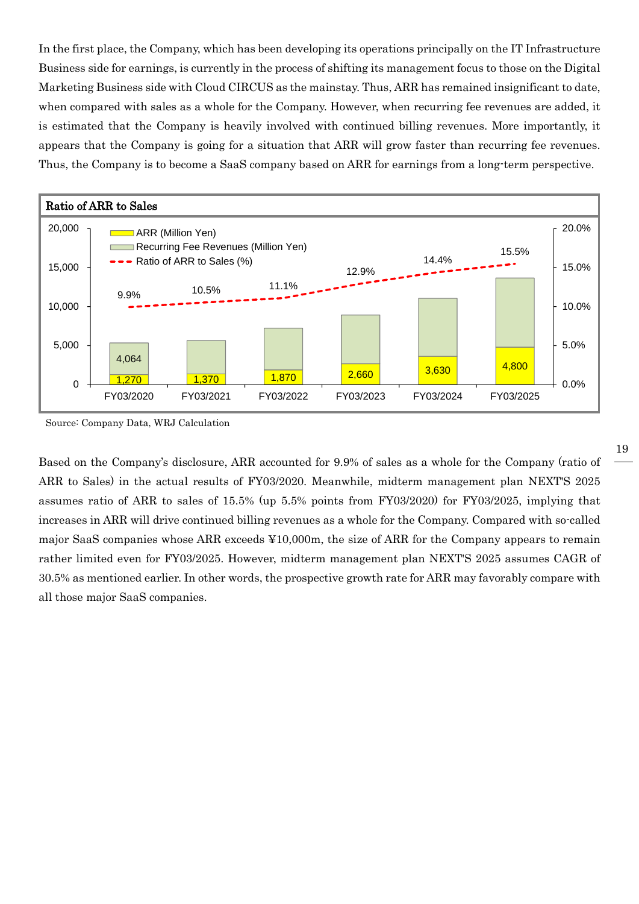In the first place, the Company, which has been developing its operations principally on the IT Infrastructure Business side for earnings, is currently in the process of shifting its management focus to those on the Digital Marketing Business side with Cloud CIRCUS as the mainstay. Thus, ARR has remained insignificant to date, when compared with sales as a whole for the Company. However, when recurring fee revenues are added, it is estimated that the Company is heavily involved with continued billing revenues. More importantly, it appears that the Company is going for a situation that ARR will grow faster than recurring fee revenues. Thus, the Company is to become a SaaS company based on ARR for earnings from a long-term perspective.

**Ratio of ARR to Sales**

| | FY03/2020 | FY03/2021 | FY03/2022 | FY03/2023 | FY03/2024 | FY03/2025 |
|---|---|---|---|---|---|---|
| ARR (Million Yen) | 1,270 | 1,370 | 1,870 | 2,660 | 3,630 | 4,800 |
| Recurring Fee Revenues (Million Yen) | 4,064 | | | | | |
| Ratio of ARR to Sales (%) | 9.9% | 10.5% | 11.1% | 12.9% | 14.4% | 15.5% |

Source: Company Data, WRJ Calculation

Based on the Company's disclosure, ARR accounted for 9.9% of sales as a whole for the Company (ratio of ARR to Sales) in the actual results of FY03/2020. Meanwhile, midterm management plan NEXT'S 2025 assumes ratio of ARR to sales of 15.5% (up 5.5% points from FY03/2020) for FY03/2025, implying that increases in ARR will drive continued billing revenues as a whole for the Company. Compared with so-called major SaaS companies whose ARR exceeds ¥10,000m, the size of ARR for the Company appears to remain rather limited even for FY03/2025. However, midterm management plan NEXT'S 2025 assumes CAGR of 30.5% as mentioned earlier. In other words, the prospective growth rate for ARR may favorably compare with all those major SaaS companies.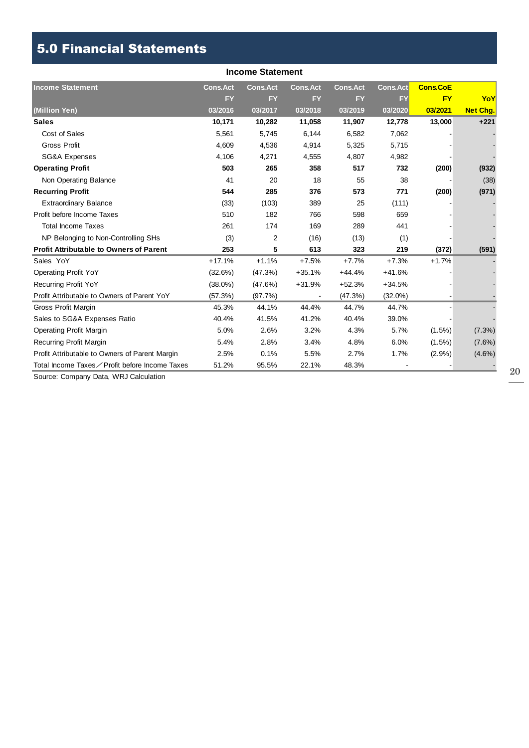# 5.0 Financial Statements

**Income Statement**

| Income Statement | Cons.Act | Cons.Act | Cons.Act | Cons.Act | Cons.Act | Cons.CoE | |
|---|---|---|---|---|---|---|---|
| | FY | FY | FY | FY | FY | FY | YoY |
| (Million Yen) | 03/2016 | 03/2017 | 03/2018 | 03/2019 | 03/2020 | 03/2021 | Net Chg. |
| **Sales** | **10,171** | **10,282** | **11,058** | **11,907** | **12,778** | **13,000** | **+221** |
| Cost of Sales | 5,561 | 5,745 | 6,144 | 6,582 | 7,062 | - | - |
| Gross Profit | 4,609 | 4,536 | 4,914 | 5,325 | 5,715 | - | - |
| SG&A Expenses | 4,106 | 4,271 | 4,555 | 4,807 | 4,982 | - | - |
| **Operating Profit** | **503** | **265** | **358** | **517** | **732** | **(200)** | **(932)** |
| Non Operating Balance | 41 | 20 | 18 | 55 | 38 | - | (38) |
| **Recurring Profit** | **544** | **285** | **376** | **573** | **771** | **(200)** | **(971)** |
| Extraordinary Balance | (33) | (103) | 389 | 25 | (111) | - | - |
| Profit before Income Taxes | 510 | 182 | 766 | 598 | 659 | - | - |
| Total Income Taxes | 261 | 174 | 169 | 289 | 441 | - | - |
| NP Belonging to Non-Controlling SHs | (3) | 2 | (16) | (13) | (1) | - | - |
| **Profit Attributable to Owners of Parent** | **253** | **5** | **613** | **323** | **219** | **(372)** | **(591)** |
| Sales YoY | +17.1% | +1.1% | +7.5% | +7.7% | +7.3% | +1.7% | - |
| Operating Profit YoY | (32.6%) | (47.3%) | +35.1% | +44.4% | +41.6% | - | - |
| Recurring Profit YoY | (38.0%) | (47.6%) | +31.9% | +52.3% | +34.5% | - | - |
| Profit Attributable to Owners of Parent YoY | (57.3%) | (97.7%) | - | (47.3%) | (32.0%) | - | - |
| Gross Profit Margin | 45.3% | 44.1% | 44.4% | 44.7% | 44.7% | - | - |
| Sales to SG&A Expenses Ratio | 40.4% | 41.5% | 41.2% | 40.4% | 39.0% | - | - |
| Operating Profit Margin | 5.0% | 2.6% | 3.2% | 4.3% | 5.7% | (1.5%) | (7.3%) |
| Recurring Profit Margin | 5.4% | 2.8% | 3.4% | 4.8% | 6.0% | (1.5%) | (7.6%) |
| Profit Attributable to Owners of Parent Margin | 2.5% | 0.1% | 5.5% | 2.7% | 1.7% | (2.9%) | (4.6%) |
| Total Income Taxes／Profit before Income Taxes | 51.2% | 95.5% | 22.1% | 48.3% | - | - | - |

Source: Company Data, WRJ Calculation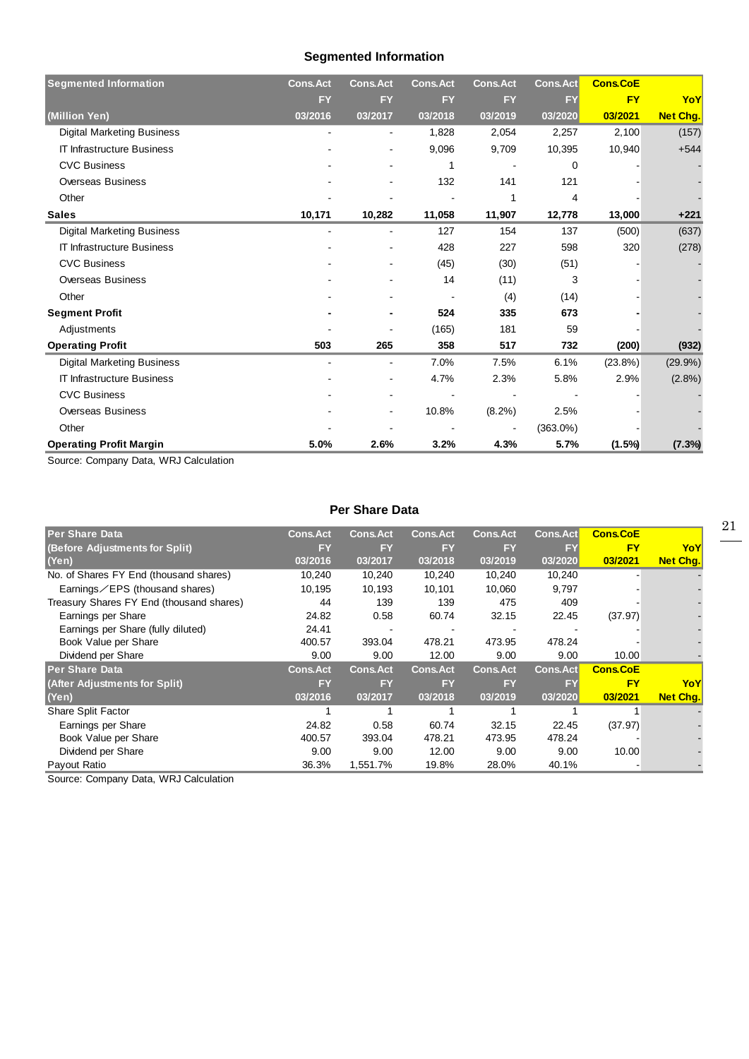## Segmented Information

| Segmented Information (Million Yen) | Cons.Act FY 03/2016 | Cons.Act FY 03/2017 | Cons.Act FY 03/2018 | Cons.Act FY 03/2019 | Cons.Act FY 03/2020 | Cons.CoE FY 03/2021 | YoY Net Chg. |
|---|---|---|---|---|---|---|---|
| Digital Marketing Business | - | - | 1,828 | 2,054 | 2,257 | 2,100 | (157) |
| IT Infrastructure Business | - | - | 9,096 | 9,709 | 10,395 | 10,940 | +544 |
| CVC Business | - | - | 1 | - | 0 | - | - |
| Overseas Business | - | - | 132 | 141 | 121 | - | - |
| Other | - | - | - | 1 | 4 | - | - |
| **Sales** | **10,171** | **10,282** | **11,058** | **11,907** | **12,778** | **13,000** | **+221** |
| Digital Marketing Business | - | - | 127 | 154 | 137 | (500) | (637) |
| IT Infrastructure Business | - | - | 428 | 227 | 598 | 320 | (278) |
| CVC Business | - | - | (45) | (30) | (51) | - | - |
| Overseas Business | - | - | 14 | (11) | 3 | - | - |
| Other | - | - | - | (4) | (14) | - | - |
| **Segment Profit** | **-** | **-** | **524** | **335** | **673** | **-** | **-** |
| Adjustments | - | - | (165) | 181 | 59 | - | - |
| **Operating Profit** | **503** | **265** | **358** | **517** | **732** | **(200)** | **(932)** |
| Digital Marketing Business | - | - | 7.0% | 7.5% | 6.1% | (23.8%) | (29.9%) |
| IT Infrastructure Business | - | - | 4.7% | 2.3% | 5.8% | 2.9% | (2.8%) |
| CVC Business | - | - | - | - | - | - | - |
| Overseas Business | - | - | 10.8% | (8.2%) | 2.5% | - | - |
| Other | - | - | - | - | (363.0%) | - | - |
| **Operating Profit Margin** | **5.0%** | **2.6%** | **3.2%** | **4.3%** | **5.7%** | **(1.5%)** | **(7.3%)** |

Source: Company Data, WRJ Calculation

## Per Share Data

| Per Share Data (Before Adjustments for Split) (Yen) | Cons.Act FY 03/2016 | Cons.Act FY 03/2017 | Cons.Act FY 03/2018 | Cons.Act FY 03/2019 | Cons.Act FY 03/2020 | Cons.CoE FY 03/2021 | YoY Net Chg. |
|---|---|---|---|---|---|---|---|
| No. of Shares FY End (thousand shares) | 10,240 | 10,240 | 10,240 | 10,240 | 10,240 | - | - |
| Earnings／EPS (thousand shares) | 10,195 | 10,193 | 10,101 | 10,060 | 9,797 | - | - |
| Treasury Shares FY End (thousand shares) | 44 | 139 | 139 | 475 | 409 | - | - |
| Earnings per Share | 24.82 | 0.58 | 60.74 | 32.15 | 22.45 | (37.97) | - |
| Earnings per Share (fully diluted) | 24.41 | - | - | - | - | - | - |
| Book Value per Share | 400.57 | 393.04 | 478.21 | 473.95 | 478.24 | - | - |
| Dividend per Share | 9.00 | 9.00 | 12.00 | 9.00 | 9.00 | 10.00 | - |
| **Per Share Data (After Adjustments for Split) (Yen)** | **Cons.Act FY 03/2016** | **Cons.Act FY 03/2017** | **Cons.Act FY 03/2018** | **Cons.Act FY 03/2019** | **Cons.Act FY 03/2020** | **Cons.CoE FY 03/2021** | **YoY Net Chg.** |
| Share Split Factor | 1 | 1 | 1 | 1 | 1 | 1 | - |
| Earnings per Share | 24.82 | 0.58 | 60.74 | 32.15 | 22.45 | (37.97) | - |
| Book Value per Share | 400.57 | 393.04 | 478.21 | 473.95 | 478.24 | - | - |
| Dividend per Share | 9.00 | 9.00 | 12.00 | 9.00 | 9.00 | 10.00 | - |
| Payout Ratio | 36.3% | 1,551.7% | 19.8% | 28.0% | 40.1% | - | - |

Source: Company Data, WRJ Calculation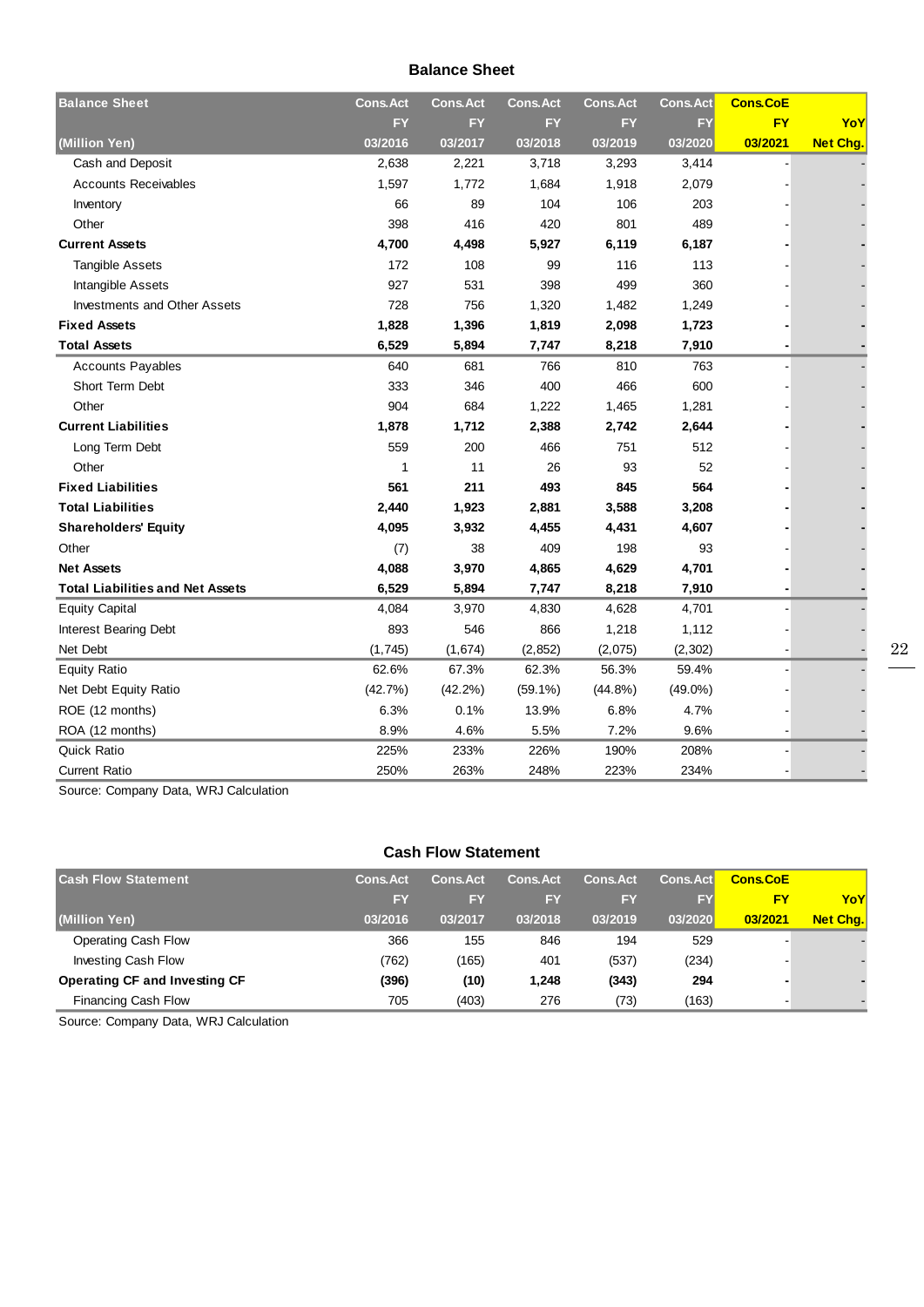## Balance Sheet

| Balance Sheet | Cons.Act | Cons.Act | Cons.Act | Cons.Act | Cons.Act | Cons.CoE | |
|---|---|---|---|---|---|---|---|
| | FY | FY | FY | FY | FY | FY | YoY |
| (Million Yen) | 03/2016 | 03/2017 | 03/2018 | 03/2019 | 03/2020 | 03/2021 | Net Chg. |
| Cash and Deposit | 2,638 | 2,221 | 3,718 | 3,293 | 3,414 | - | - |
| Accounts Receivables | 1,597 | 1,772 | 1,684 | 1,918 | 2,079 | - | - |
| Inventory | 66 | 89 | 104 | 106 | 203 | - | - |
| Other | 398 | 416 | 420 | 801 | 489 | - | - |
| **Current Assets** | **4,700** | **4,498** | **5,927** | **6,119** | **6,187** | **-** | **-** |
| Tangible Assets | 172 | 108 | 99 | 116 | 113 | - | - |
| Intangible Assets | 927 | 531 | 398 | 499 | 360 | - | - |
| Investments and Other Assets | 728 | 756 | 1,320 | 1,482 | 1,249 | - | - |
| **Fixed Assets** | **1,828** | **1,396** | **1,819** | **2,098** | **1,723** | **-** | **-** |
| **Total Assets** | **6,529** | **5,894** | **7,747** | **8,218** | **7,910** | **-** | **-** |
| Accounts Payables | 640 | 681 | 766 | 810 | 763 | - | - |
| Short Term Debt | 333 | 346 | 400 | 466 | 600 | - | - |
| Other | 904 | 684 | 1,222 | 1,465 | 1,281 | - | - |
| **Current Liabilities** | **1,878** | **1,712** | **2,388** | **2,742** | **2,644** | **-** | **-** |
| Long Term Debt | 559 | 200 | 466 | 751 | 512 | - | - |
| Other | 1 | 11 | 26 | 93 | 52 | - | - |
| **Fixed Liabilities** | **561** | **211** | **493** | **845** | **564** | **-** | **-** |
| **Total Liabilities** | **2,440** | **1,923** | **2,881** | **3,588** | **3,208** | **-** | **-** |
| **Shareholders' Equity** | **4,095** | **3,932** | **4,455** | **4,431** | **4,607** | **-** | **-** |
| Other | (7) | 38 | 409 | 198 | 93 | - | - |
| **Net Assets** | **4,088** | **3,970** | **4,865** | **4,629** | **4,701** | **-** | **-** |
| **Total Liabilities and Net Assets** | **6,529** | **5,894** | **7,747** | **8,218** | **7,910** | **-** | **-** |
| Equity Capital | 4,084 | 3,970 | 4,830 | 4,628 | 4,701 | - | - |
| Interest Bearing Debt | 893 | 546 | 866 | 1,218 | 1,112 | - | - |
| Net Debt | (1,745) | (1,674) | (2,852) | (2,075) | (2,302) | - | - |
| Equity Ratio | 62.6% | 67.3% | 62.3% | 56.3% | 59.4% | - | - |
| Net Debt Equity Ratio | (42.7%) | (42.2%) | (59.1%) | (44.8%) | (49.0%) | - | - |
| ROE (12 months) | 6.3% | 0.1% | 13.9% | 6.8% | 4.7% | - | - |
| ROA (12 months) | 8.9% | 4.6% | 5.5% | 7.2% | 9.6% | - | - |
| Quick Ratio | 225% | 233% | 226% | 190% | 208% | - | - |
| Current Ratio | 250% | 263% | 248% | 223% | 234% | - | - |

Source: Company Data, WRJ Calculation

## Cash Flow Statement

| Cash Flow Statement | Cons.Act | Cons.Act | Cons.Act | Cons.Act | Cons.Act | Cons.CoE | |
|---|---|---|---|---|---|---|---|
| | FY | FY | FY | FY | FY | FY | YoY |
| (Million Yen) | 03/2016 | 03/2017 | 03/2018 | 03/2019 | 03/2020 | 03/2021 | Net Chg. |
| Operating Cash Flow | 366 | 155 | 846 | 194 | 529 | - | - |
| Investing Cash Flow | (762) | (165) | 401 | (537) | (234) | - | - |
| **Operating CF and Investing CF** | **(396)** | **(10)** | **1,248** | **(343)** | **294** | **-** | **-** |
| Financing Cash Flow | 705 | (403) | 276 | (73) | (163) | - | - |

Source: Company Data, WRJ Calculation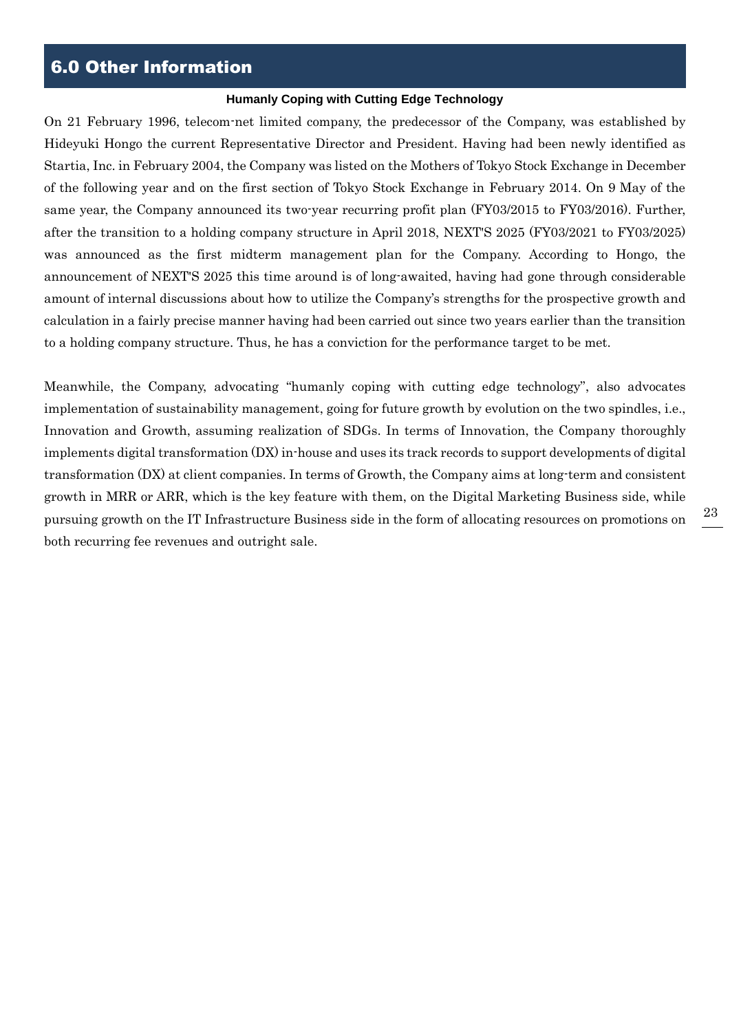## 6.0 Other Information

### Humanly Coping with Cutting Edge Technology

On 21 February 1996, telecom-net limited company, the predecessor of the Company, was established by Hideyuki Hongo the current Representative Director and President. Having had been newly identified as Startia, Inc. in February 2004, the Company was listed on the Mothers of Tokyo Stock Exchange in December of the following year and on the first section of Tokyo Stock Exchange in February 2014. On 9 May of the same year, the Company announced its two-year recurring profit plan (FY03/2015 to FY03/2016). Further, after the transition to a holding company structure in April 2018, NEXT'S 2025 (FY03/2021 to FY03/2025) was announced as the first midterm management plan for the Company. According to Hongo, the announcement of NEXT'S 2025 this time around is of long-awaited, having had gone through considerable amount of internal discussions about how to utilize the Company's strengths for the prospective growth and calculation in a fairly precise manner having had been carried out since two years earlier than the transition to a holding company structure. Thus, he has a conviction for the performance target to be met.

Meanwhile, the Company, advocating "humanly coping with cutting edge technology", also advocates implementation of sustainability management, going for future growth by evolution on the two spindles, i.e., Innovation and Growth, assuming realization of SDGs. In terms of Innovation, the Company thoroughly implements digital transformation (DX) in-house and uses its track records to support developments of digital transformation (DX) at client companies. In terms of Growth, the Company aims at long-term and consistent growth in MRR or ARR, which is the key feature with them, on the Digital Marketing Business side, while pursuing growth on the IT Infrastructure Business side in the form of allocating resources on promotions on both recurring fee revenues and outright sale.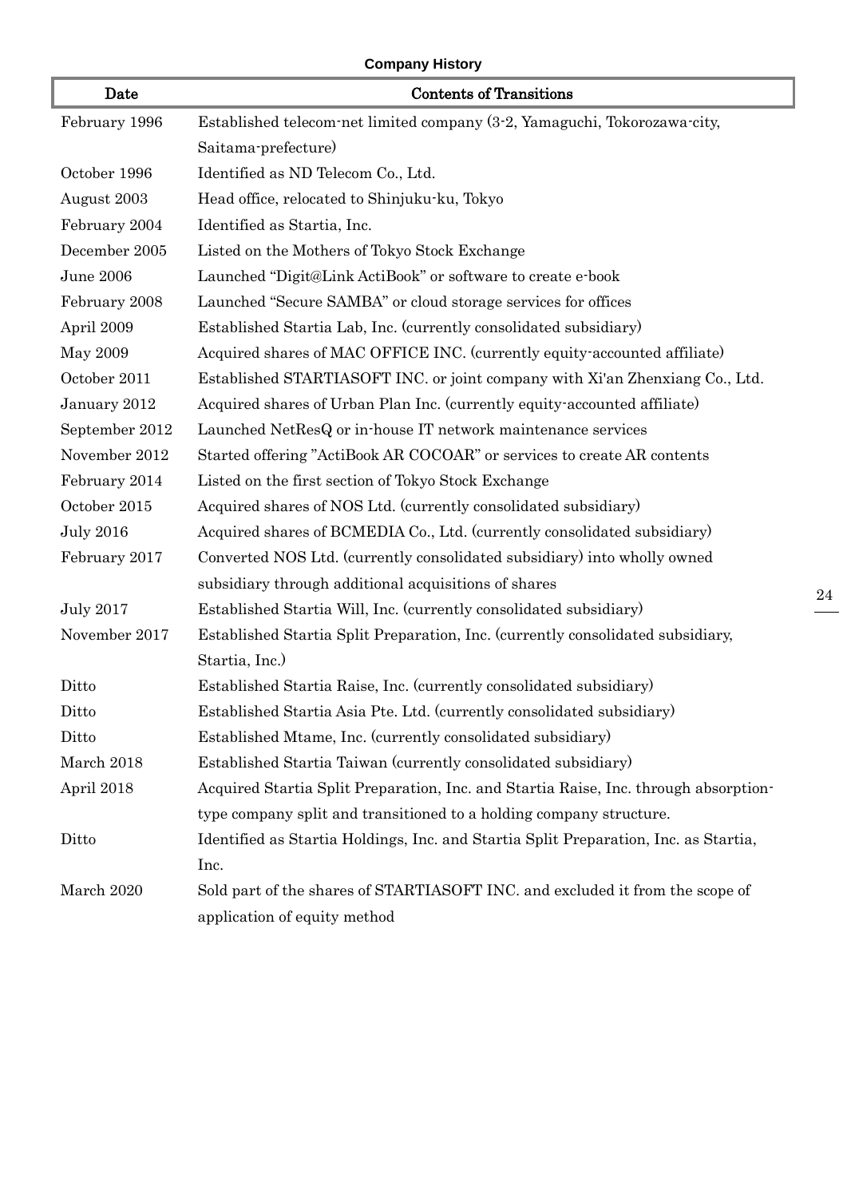**Company History**

| Date | Contents of Transitions |
|---|---|
| February 1996 | Established telecom-net limited company (3-2, Yamaguchi, Tokorozawa-city, Saitama-prefecture) |
| October 1996 | Identified as ND Telecom Co., Ltd. |
| August 2003 | Head office, relocated to Shinjuku-ku, Tokyo |
| February 2004 | Identified as Startia, Inc. |
| December 2005 | Listed on the Mothers of Tokyo Stock Exchange |
| June 2006 | Launched "Digit@Link ActiBook" or software to create e-book |
| February 2008 | Launched "Secure SAMBA" or cloud storage services for offices |
| April 2009 | Established Startia Lab, Inc. (currently consolidated subsidiary) |
| May 2009 | Acquired shares of MAC OFFICE INC. (currently equity-accounted affiliate) |
| October 2011 | Established STARTIASOFT INC. or joint company with Xi'an Zhenxiang Co., Ltd. |
| January 2012 | Acquired shares of Urban Plan Inc. (currently equity-accounted affiliate) |
| September 2012 | Launched NetResQ or in-house IT network maintenance services |
| November 2012 | Started offering "ActiBook AR COCOAR" or services to create AR contents |
| February 2014 | Listed on the first section of Tokyo Stock Exchange |
| October 2015 | Acquired shares of NOS Ltd. (currently consolidated subsidiary) |
| July 2016 | Acquired shares of BCMEDIA Co., Ltd. (currently consolidated subsidiary) |
| February 2017 | Converted NOS Ltd. (currently consolidated subsidiary) into wholly owned subsidiary through additional acquisitions of shares |
| July 2017 | Established Startia Will, Inc. (currently consolidated subsidiary) |
| November 2017 | Established Startia Split Preparation, Inc. (currently consolidated subsidiary, Startia, Inc.) |
| Ditto | Established Startia Raise, Inc. (currently consolidated subsidiary) |
| Ditto | Established Startia Asia Pte. Ltd. (currently consolidated subsidiary) |
| Ditto | Established Mtame, Inc. (currently consolidated subsidiary) |
| March 2018 | Established Startia Taiwan (currently consolidated subsidiary) |
| April 2018 | Acquired Startia Split Preparation, Inc. and Startia Raise, Inc. through absorption-type company split and transitioned to a holding company structure. |
| Ditto | Identified as Startia Holdings, Inc. and Startia Split Preparation, Inc. as Startia, Inc. |
| March 2020 | Sold part of the shares of STARTIASOFT INC. and excluded it from the scope of application of equity method |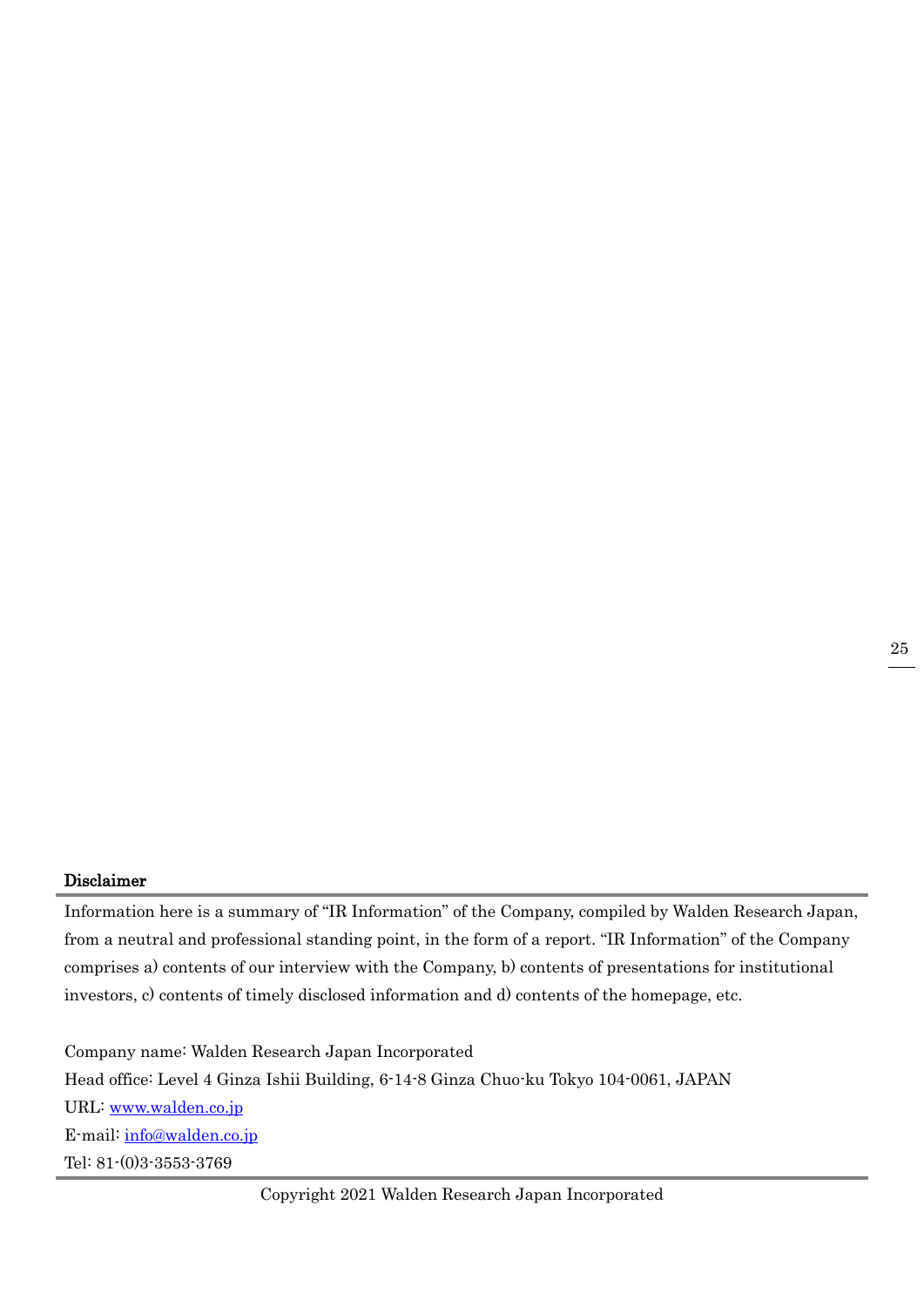**Disclaimer**

Information here is a summary of "IR Information" of the Company, compiled by Walden Research Japan, from a neutral and professional standing point, in the form of a report. "IR Information" of the Company comprises a) contents of our interview with the Company, b) contents of presentations for institutional investors, c) contents of timely disclosed information and d) contents of the homepage, etc.

Company name: Walden Research Japan Incorporated
Head office: Level 4 Ginza Ishii Building, 6-14-8 Ginza Chuo-ku Tokyo 104-0061, JAPAN
URL: www.walden.co.jp
E-mail: info@walden.co.jp
Tel: 81-(0)3-3553-3769

Copyright 2021 Walden Research Japan Incorporated